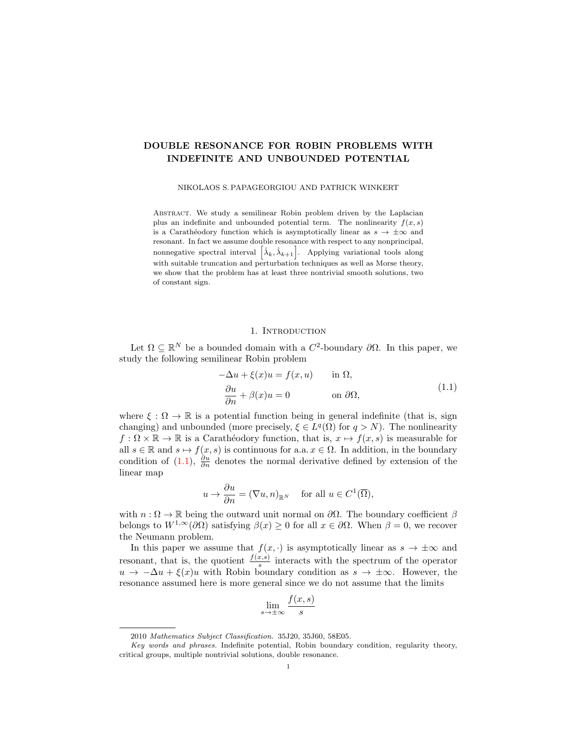# DOUBLE RESONANCE FOR ROBIN PROBLEMS WITH INDEFINITE AND UNBOUNDED POTENTIAL

NIKOLAOS S. PAPAGEORGIOU AND PATRICK WINKERT

Abstract. We study a semilinear Robin problem driven by the Laplacian plus an indefinite and unbounded potential term. The nonlinearity $f(x,s)$ is a Carathéodory function which is asymptotically linear as $s \to \pm\infty$ and resonant. In fact we assume double resonance with respect to any nonprincipal, nonnegative spectral interval $\left[\hat{\lambda}_k, \hat{\lambda}_{k+1}\right]$. Applying variational tools along with suitable truncation and perturbation techniques as well as Morse theory, we show that the problem has at least three nontrivial smooth solutions, two of constant sign.

## 1. Introduction

Let $\Omega \subseteq \mathbb{R}^N$ be a bounded domain with a $C^2$-boundary $\partial\Omega$. In this paper, we study the following semilinear Robin problem

$$
\begin{aligned}
-\Delta u + \xi(x)u &= f(x,u) \qquad \text{in } \Omega,\\
\frac{\partial u}{\partial n} + \beta(x)u &= 0 \qquad\qquad\; \text{on } \partial\Omega,
\end{aligned}
\tag{1.1}
$$

where $\xi : \Omega \to \mathbb{R}$ is a potential function being in general indefinite (that is, sign changing) and unbounded (more precisely, $\xi \in L^q(\Omega)$ for $q > N$). The nonlinearity $f : \Omega \times \mathbb{R} \to \mathbb{R}$ is a Carathéodory function, that is, $x \mapsto f(x,s)$ is measurable for all $s \in \mathbb{R}$ and $s \mapsto f(x,s)$ is continuous for a.a. $x \in \Omega$. In addition, in the boundary condition of (1.1), $\frac{\partial u}{\partial n}$ denotes the normal derivative defined by extension of the linear map

$$
u \to \frac{\partial u}{\partial n} = (\nabla u, n)_{\mathbb{R}^N} \quad \text{for all } u \in C^1(\overline{\Omega}),
$$

with $n : \Omega \to \mathbb{R}$ being the outward unit normal on $\partial\Omega$. The boundary coefficient $\beta$ belongs to $W^{1,\infty}(\partial\Omega)$ satisfying $\beta(x) \geq 0$ for all $x \in \partial\Omega$. When $\beta = 0$, we recover the Neumann problem.

In this paper we assume that $f(x,\cdot)$ is asymptotically linear as $s \to \pm\infty$ and resonant, that is, the quotient $\frac{f(x,s)}{s}$ interacts with the spectrum of the operator $u \to -\Delta u + \xi(x)u$ with Robin boundary condition as $s \to \pm\infty$. However, the resonance assumed here is more general since we do not assume that the limits

$$
\lim_{s \to \pm\infty} \frac{f(x,s)}{s}
$$

2010 *Mathematics Subject Classification.* 35J20, 35J60, 58E05.

*Key words and phrases.* Indefinite potential, Robin boundary condition, regularity theory, critical groups, multiple nontrivial solutions, double resonance.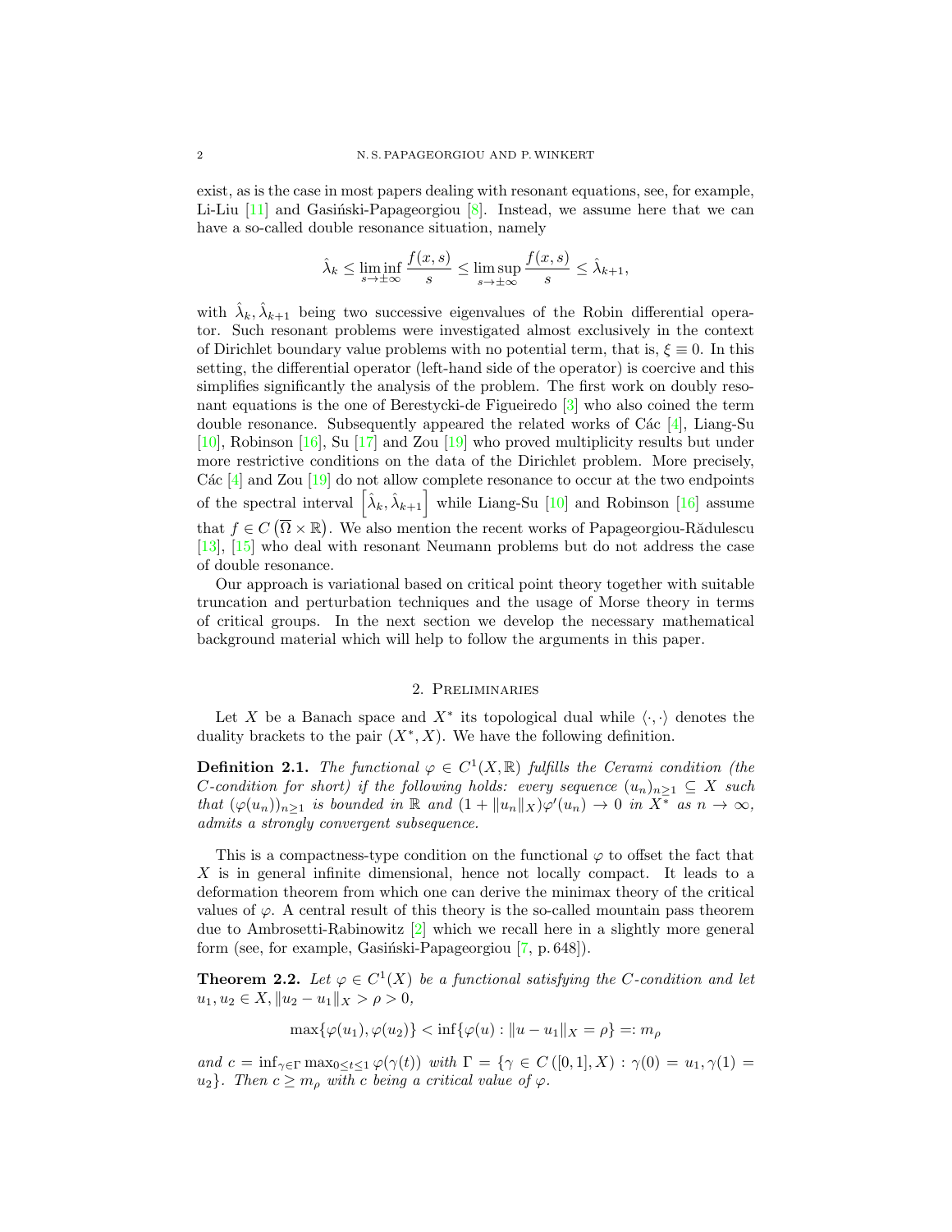exist, as is the case in most papers dealing with resonant equations, see, for example, Li-Liu [11] and Gasiński-Papageorgiou [8]. Instead, we assume here that we can have a so-called double resonance situation, namely

$$\hat{\lambda}_k \leq \liminf_{s \to \pm\infty} \frac{f(x,s)}{s} \leq \limsup_{s \to \pm\infty} \frac{f(x,s)}{s} \leq \hat{\lambda}_{k+1},$$

with $\hat{\lambda}_k, \hat{\lambda}_{k+1}$ being two successive eigenvalues of the Robin differential operator. Such resonant problems were investigated almost exclusively in the context of Dirichlet boundary value problems with no potential term, that is, $\xi \equiv 0$. In this setting, the differential operator (left-hand side of the operator) is coercive and this simplifies significantly the analysis of the problem. The first work on doubly resonant equations is the one of Berestycki-de Figueiredo [3] who also coined the term double resonance. Subsequently appeared the related works of Các [4], Liang-Su [10], Robinson [16], Su [17] and Zou [19] who proved multiplicity results but under more restrictive conditions on the data of the Dirichlet problem. More precisely, Các [4] and Zou [19] do not allow complete resonance to occur at the two endpoints of the spectral interval $\left[\hat{\lambda}_k, \hat{\lambda}_{k+1}\right]$ while Liang-Su [10] and Robinson [16] assume that $f \in C\left(\overline{\Omega} \times \mathbb{R}\right)$. We also mention the recent works of Papageorgiou-Rădulescu [13], [15] who deal with resonant Neumann problems but do not address the case of double resonance.

Our approach is variational based on critical point theory together with suitable truncation and perturbation techniques and the usage of Morse theory in terms of critical groups. In the next section we develop the necessary mathematical background material which will help to follow the arguments in this paper.

## 2. Preliminaries

Let $X$ be a Banach space and $X^*$ its topological dual while $\langle \cdot, \cdot \rangle$ denotes the duality brackets to the pair $(X^*, X)$. We have the following definition.

**Definition 2.1.** *The functional $\varphi \in C^1(X, \mathbb{R})$ fulfills the Cerami condition (the C-condition for short) if the following holds: every sequence $(u_n)_{n \geq 1} \subseteq X$ such that $(\varphi(u_n))_{n \geq 1}$ is bounded in $\mathbb{R}$ and $(1 + \|u_n\|_X)\varphi'(u_n) \to 0$ in $X^*$ as $n \to \infty$, admits a strongly convergent subsequence.*

This is a compactness-type condition on the functional $\varphi$ to offset the fact that $X$ is in general infinite dimensional, hence not locally compact. It leads to a deformation theorem from which one can derive the minimax theory of the critical values of $\varphi$. A central result of this theory is the so-called mountain pass theorem due to Ambrosetti-Rabinowitz [2] which we recall here in a slightly more general form (see, for example, Gasiński-Papageorgiou [7, p. 648]).

**Theorem 2.2.** *Let $\varphi \in C^1(X)$ be a functional satisfying the C-condition and let $u_1, u_2 \in X, \|u_2 - u_1\|_X > \rho > 0$,*

$$\max\{\varphi(u_1), \varphi(u_2)\} < \inf\{\varphi(u) : \|u - u_1\|_X = \rho\} =: m_\rho$$

*and $c = \inf_{\gamma \in \Gamma} \max_{0 \leq t \leq 1} \varphi(\gamma(t))$ with $\Gamma = \{\gamma \in C([0,1], X) : \gamma(0) = u_1, \gamma(1) = u_2\}$. Then $c \geq m_\rho$ with $c$ being a critical value of $\varphi$.*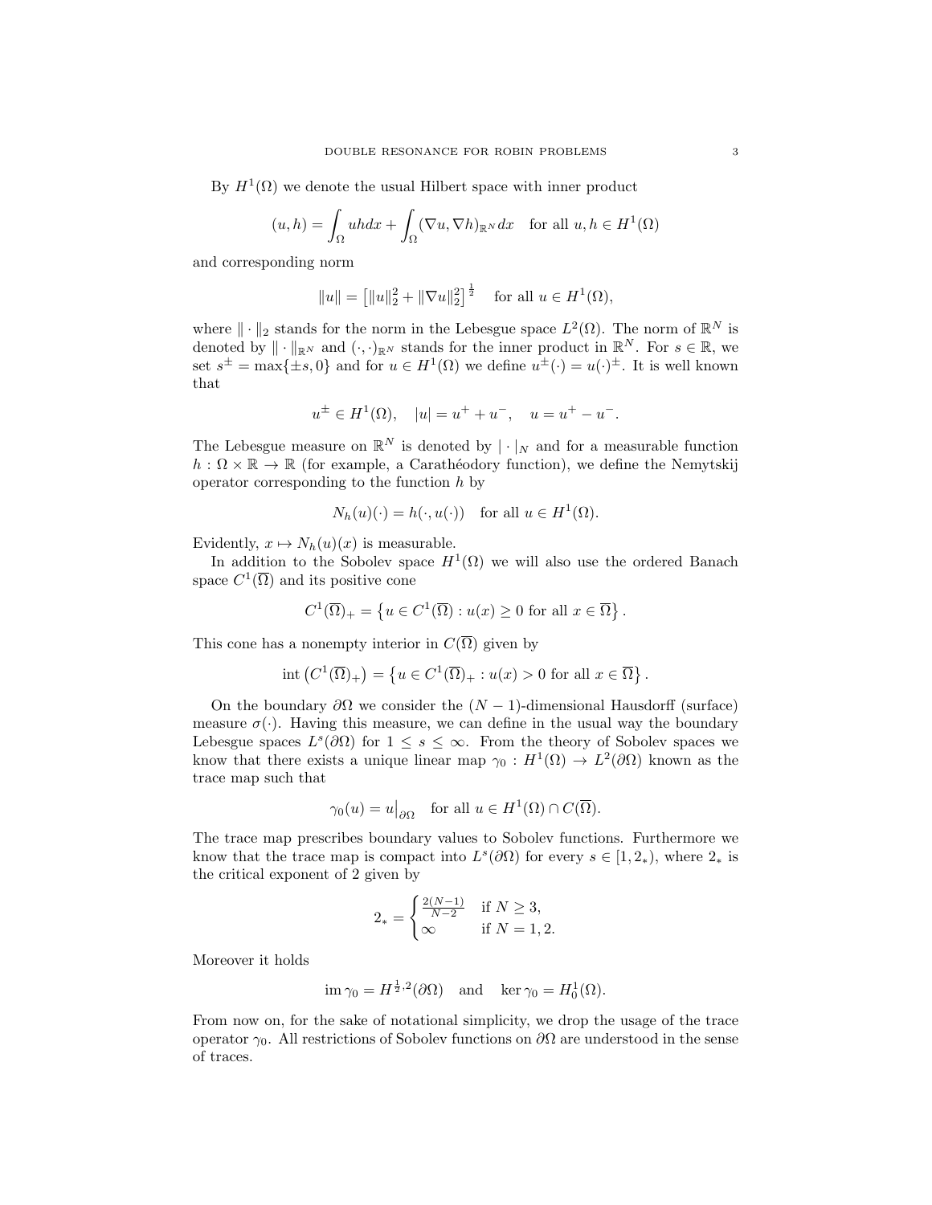By $H^1(\Omega)$ we denote the usual Hilbert space with inner product

$$(u,h) = \int_\Omega uh dx + \int_\Omega (\nabla u, \nabla h)_{\mathbb{R}^N} dx \quad \text{for all } u,h \in H^1(\Omega)$$

and corresponding norm

$$\|u\| = \left[\|u\|_2^2 + \|\nabla u\|_2^2\right]^{\frac{1}{2}} \quad \text{for all } u \in H^1(\Omega),$$

where $\|\cdot\|_2$ stands for the norm in the Lebesgue space $L^2(\Omega)$. The norm of $\mathbb{R}^N$ is denoted by $\|\cdot\|_{\mathbb{R}^N}$ and $(\cdot,\cdot)_{\mathbb{R}^N}$ stands for the inner product in $\mathbb{R}^N$. For $s \in \mathbb{R}$, we set $s^\pm = \max\{\pm s, 0\}$ and for $u \in H^1(\Omega)$ we define $u^\pm(\cdot) = u(\cdot)^\pm$. It is well known that

$$u^\pm \in H^1(\Omega), \quad |u| = u^+ + u^-, \quad u = u^+ - u^-.$$

The Lebesgue measure on $\mathbb{R}^N$ is denoted by $|\cdot|_N$ and for a measurable function $h : \Omega \times \mathbb{R} \to \mathbb{R}$ (for example, a Carathéodory function), we define the Nemytskij operator corresponding to the function $h$ by

$$N_h(u)(\cdot) = h(\cdot, u(\cdot)) \quad \text{for all } u \in H^1(\Omega).$$

Evidently, $x \mapsto N_h(u)(x)$ is measurable.

In addition to the Sobolev space $H^1(\Omega)$ we will also use the ordered Banach space $C^1(\overline{\Omega})$ and its positive cone

$$C^1(\overline{\Omega})_+ = \left\{ u \in C^1(\overline{\Omega}) : u(x) \geq 0 \text{ for all } x \in \overline{\Omega} \right\}.$$

This cone has a nonempty interior in $C(\overline{\Omega})$ given by

$$\operatorname{int}\left(C^1(\overline{\Omega})_+\right) = \left\{ u \in C^1(\overline{\Omega})_+ : u(x) > 0 \text{ for all } x \in \overline{\Omega} \right\}.$$

On the boundary $\partial\Omega$ we consider the $(N-1)$-dimensional Hausdorff (surface) measure $\sigma(\cdot)$. Having this measure, we can define in the usual way the boundary Lebesgue spaces $L^s(\partial\Omega)$ for $1 \leq s \leq \infty$. From the theory of Sobolev spaces we know that there exists a unique linear map $\gamma_0 : H^1(\Omega) \to L^2(\partial\Omega)$ known as the trace map such that

$$\gamma_0(u) = u\big|_{\partial\Omega} \quad \text{for all } u \in H^1(\Omega) \cap C(\overline{\Omega}).$$

The trace map prescribes boundary values to Sobolev functions. Furthermore we know that the trace map is compact into $L^s(\partial\Omega)$ for every $s \in [1, 2_*)$, where $2_*$ is the critical exponent of 2 given by

$$2_* = \begin{cases} \frac{2(N-1)}{N-2} & \text{if } N \geq 3, \\ \infty & \text{if } N = 1,2. \end{cases}$$

Moreover it holds

$$\operatorname{im} \gamma_0 = H^{\frac{1}{2},2}(\partial\Omega) \quad \text{and} \quad \ker \gamma_0 = H_0^1(\Omega).$$

From now on, for the sake of notational simplicity, we drop the usage of the trace operator $\gamma_0$. All restrictions of Sobolev functions on $\partial\Omega$ are understood in the sense of traces.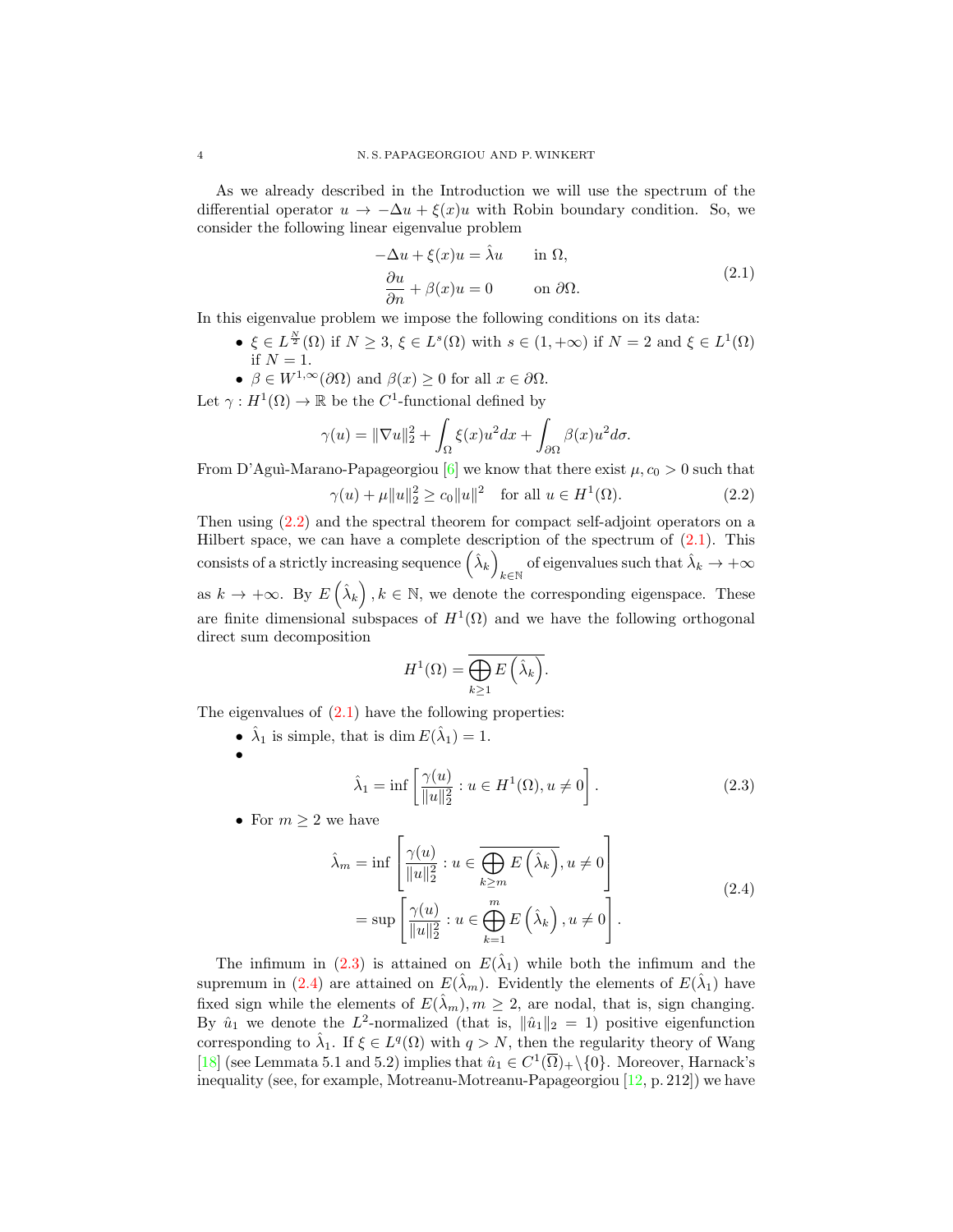As we already described in the Introduction we will use the spectrum of the differential operator $u \to -\Delta u + \xi(x)u$ with Robin boundary condition. So, we consider the following linear eigenvalue problem

$$
\begin{aligned}
-\Delta u + \xi(x)u &= \hat{\lambda} u \qquad \text{in } \Omega,\\
\frac{\partial u}{\partial n} + \beta(x)u &= 0 \qquad \text{on } \partial\Omega.
\end{aligned}
\tag{2.1}
$$

In this eigenvalue problem we impose the following conditions on its data:

- $\xi \in L^{\frac{N}{2}}(\Omega)$ if $N \geq 3$, $\xi \in L^s(\Omega)$ with $s \in (1, +\infty)$ if $N = 2$ and $\xi \in L^1(\Omega)$ if $N = 1$.
- $\beta \in W^{1,\infty}(\partial\Omega)$ and $\beta(x) \geq 0$ for all $x \in \partial\Omega$.

Let $\gamma : H^1(\Omega) \to \mathbb{R}$ be the $C^1$-functional defined by

$$
\gamma(u) = \|\nabla u\|_2^2 + \int_\Omega \xi(x)u^2 dx + \int_{\partial\Omega} \beta(x)u^2 d\sigma.
$$

From D'Aguì-Marano-Papageorgiou [6] we know that there exist $\mu, c_0 > 0$ such that

$$
\gamma(u) + \mu\|u\|_2^2 \geq c_0\|u\|^2 \quad \text{for all } u \in H^1(\Omega). \tag{2.2}
$$

Then using (2.2) and the spectral theorem for compact self-adjoint operators on a Hilbert space, we can have a complete description of the spectrum of (2.1). This consists of a strictly increasing sequence $\left(\hat{\lambda}_k\right)_{k\in\mathbb{N}}$ of eigenvalues such that $\hat{\lambda}_k \to +\infty$ as $k \to +\infty$. By $E\left(\hat{\lambda}_k\right), k \in \mathbb{N}$, we denote the corresponding eigenspace. These are finite dimensional subspaces of $H^1(\Omega)$ and we have the following orthogonal direct sum decomposition

$$
H^1(\Omega) = \overline{\bigoplus_{k\geq 1} E\left(\hat{\lambda}_k\right)}.
$$

The eigenvalues of (2.1) have the following properties:

- $\hat{\lambda}_1$ is simple, that is $\dim E(\hat{\lambda}_1) = 1$.
- $$
\hat{\lambda}_1 = \inf\left[\frac{\gamma(u)}{\|u\|_2^2} : u \in H^1(\Omega), u \neq 0\right]. \tag{2.3}
$$
- For $m \geq 2$ we have
$$
\begin{aligned}
\hat{\lambda}_m &= \inf\left[\frac{\gamma(u)}{\|u\|_2^2} : u \in \overline{\bigoplus_{k\geq m} E\left(\hat{\lambda}_k\right)}, u \neq 0\right]\\
&= \sup\left[\frac{\gamma(u)}{\|u\|_2^2} : u \in \bigoplus_{k=1}^{m} E\left(\hat{\lambda}_k\right), u \neq 0\right].
\end{aligned}
\tag{2.4}
$$

The infimum in (2.3) is attained on $E(\hat{\lambda}_1)$ while both the infimum and the supremum in (2.4) are attained on $E(\hat{\lambda}_m)$. Evidently the elements of $E(\hat{\lambda}_1)$ have fixed sign while the elements of $E(\hat{\lambda}_m), m \geq 2$, are nodal, that is, sign changing. By $\hat{u}_1$ we denote the $L^2$-normalized (that is, $\|\hat{u}_1\|_2 = 1$) positive eigenfunction corresponding to $\hat{\lambda}_1$. If $\xi \in L^q(\Omega)$ with $q > N$, then the regularity theory of Wang [18] (see Lemmata 5.1 and 5.2) implies that $\hat{u}_1 \in C^1(\overline{\Omega})_+\setminus\{0\}$. Moreover, Harnack's inequality (see, for example, Motreanu-Motreanu-Papageorgiou [12, p. 212]) we have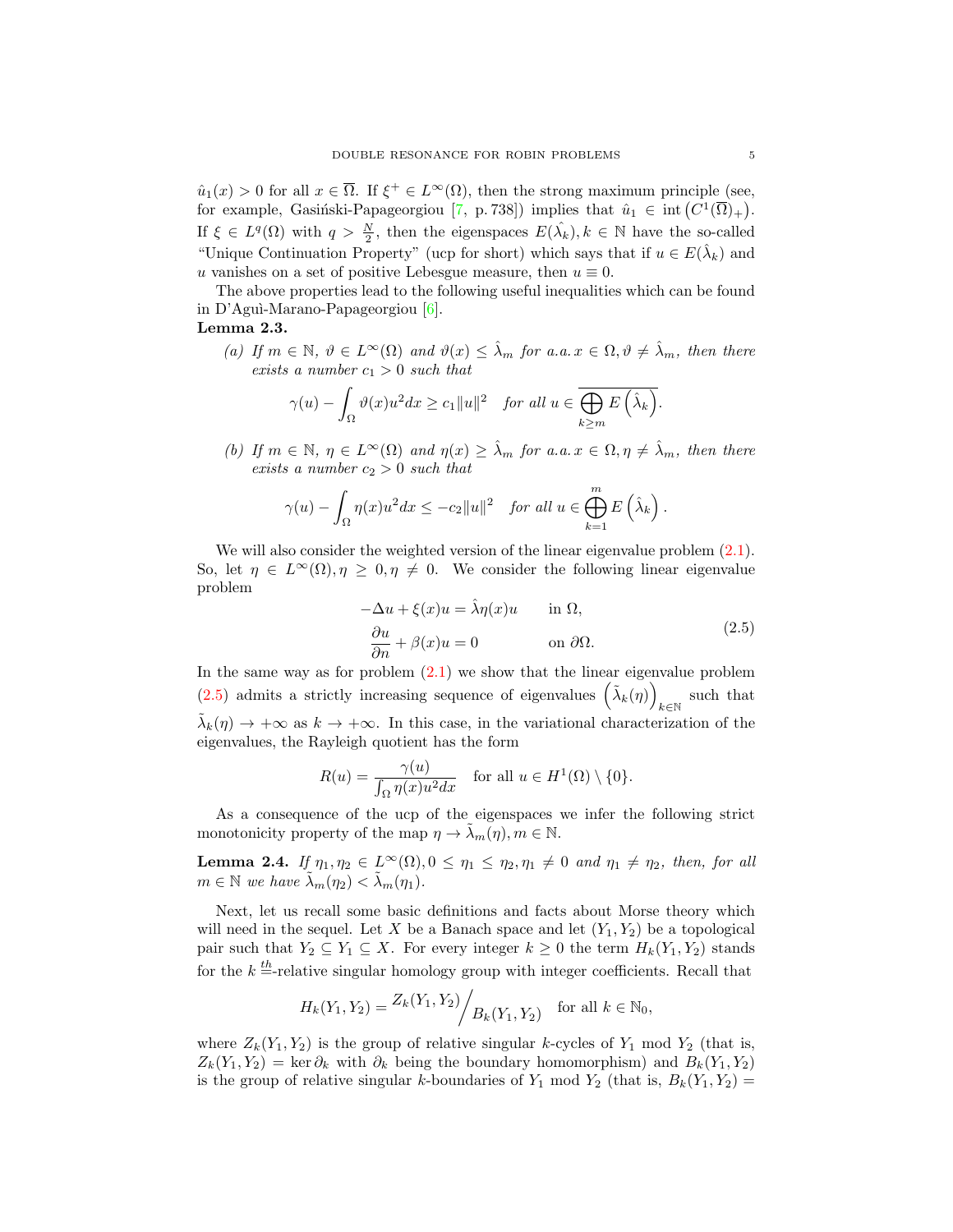$\hat{u}_1(x) > 0$ for all $x \in \overline{\Omega}$. If $\xi^+ \in L^\infty(\Omega)$, then the strong maximum principle (see, for example, Gasiński-Papageorgiou [7, p. 738]) implies that $\hat{u}_1 \in \operatorname{int}\left(C^1(\overline{\Omega})_+\right)$. If $\xi \in L^q(\Omega)$ with $q > \frac{N}{2}$, then the eigenspaces $E(\hat{\lambda}_k), k \in \mathbb{N}$ have the so-called "Unique Continuation Property" (ucp for short) which says that if $u \in E(\hat{\lambda}_k)$ and $u$ vanishes on a set of positive Lebesgue measure, then $u \equiv 0$.

The above properties lead to the following useful inequalities which can be found in D'Aguì-Marano-Papageorgiou [6].

**Lemma 2.3.**

*(a) If $m \in \mathbb{N}$, $\vartheta \in L^\infty(\Omega)$ and $\vartheta(x) \leq \hat{\lambda}_m$ for a.a. $x \in \Omega, \vartheta \neq \hat{\lambda}_m$, then there exists a number $c_1 > 0$ such that*

$$\gamma(u) - \int_\Omega \vartheta(x) u^2 dx \geq c_1 \|u\|^2 \quad \text{for all } u \in \overline{\bigoplus_{k \geq m} E\left(\hat{\lambda}_k\right)}.$$

*(b) If $m \in \mathbb{N}$, $\eta \in L^\infty(\Omega)$ and $\eta(x) \geq \hat{\lambda}_m$ for a.a. $x \in \Omega, \eta \neq \hat{\lambda}_m$, then there exists a number $c_2 > 0$ such that*

$$\gamma(u) - \int_\Omega \eta(x) u^2 dx \leq -c_2 \|u\|^2 \quad \text{for all } u \in \bigoplus_{k=1}^{m} E\left(\hat{\lambda}_k\right).$$

We will also consider the weighted version of the linear eigenvalue problem (2.1). So, let $\eta \in L^\infty(\Omega), \eta \geq 0, \eta \neq 0$. We consider the following linear eigenvalue problem

$$\begin{aligned}
-\Delta u + \xi(x) u &= \hat{\lambda} \eta(x) u \qquad \text{in } \Omega, \\
\frac{\partial u}{\partial n} + \beta(x) u &= 0 \qquad\qquad \text{on } \partial\Omega.
\end{aligned} \tag{2.5}$$

In the same way as for problem (2.1) we show that the linear eigenvalue problem (2.5) admits a strictly increasing sequence of eigenvalues $\left(\tilde{\lambda}_k(\eta)\right)_{k \in \mathbb{N}}$ such that $\tilde{\lambda}_k(\eta) \to +\infty$ as $k \to +\infty$. In this case, in the variational characterization of the eigenvalues, the Rayleigh quotient has the form

$$R(u) = \frac{\gamma(u)}{\int_\Omega \eta(x) u^2 dx} \quad \text{for all } u \in H^1(\Omega) \setminus \{0\}.$$

As a consequence of the ucp of the eigenspaces we infer the following strict monotonicity property of the map $\eta \to \tilde{\lambda}_m(\eta), m \in \mathbb{N}$.

**Lemma 2.4.** *If $\eta_1, \eta_2 \in L^\infty(\Omega), 0 \leq \eta_1 \leq \eta_2, \eta_1 \neq 0$ and $\eta_1 \neq \eta_2$, then, for all $m \in \mathbb{N}$ we have $\tilde{\lambda}_m(\eta_2) < \tilde{\lambda}_m(\eta_1)$.*

Next, let us recall some basic definitions and facts about Morse theory which will need in the sequel. Let $X$ be a Banach space and let $(Y_1, Y_2)$ be a topological pair such that $Y_2 \subseteq Y_1 \subseteq X$. For every integer $k \geq 0$ the term $H_k(Y_1, Y_2)$ stands for the $k \stackrel{th}{=}$-relative singular homology group with integer coefficients. Recall that

$$H_k(Y_1, Y_2) = Z_k(Y_1, Y_2) \Big/ B_k(Y_1, Y_2) \quad \text{for all } k \in \mathbb{N}_0,$$

where $Z_k(Y_1, Y_2)$ is the group of relative singular $k$-cycles of $Y_1$ mod $Y_2$ (that is, $Z_k(Y_1, Y_2) = \ker \partial_k$ with $\partial_k$ being the boundary homomorphism) and $B_k(Y_1, Y_2)$ is the group of relative singular $k$-boundaries of $Y_1$ mod $Y_2$ (that is, $B_k(Y_1, Y_2) =$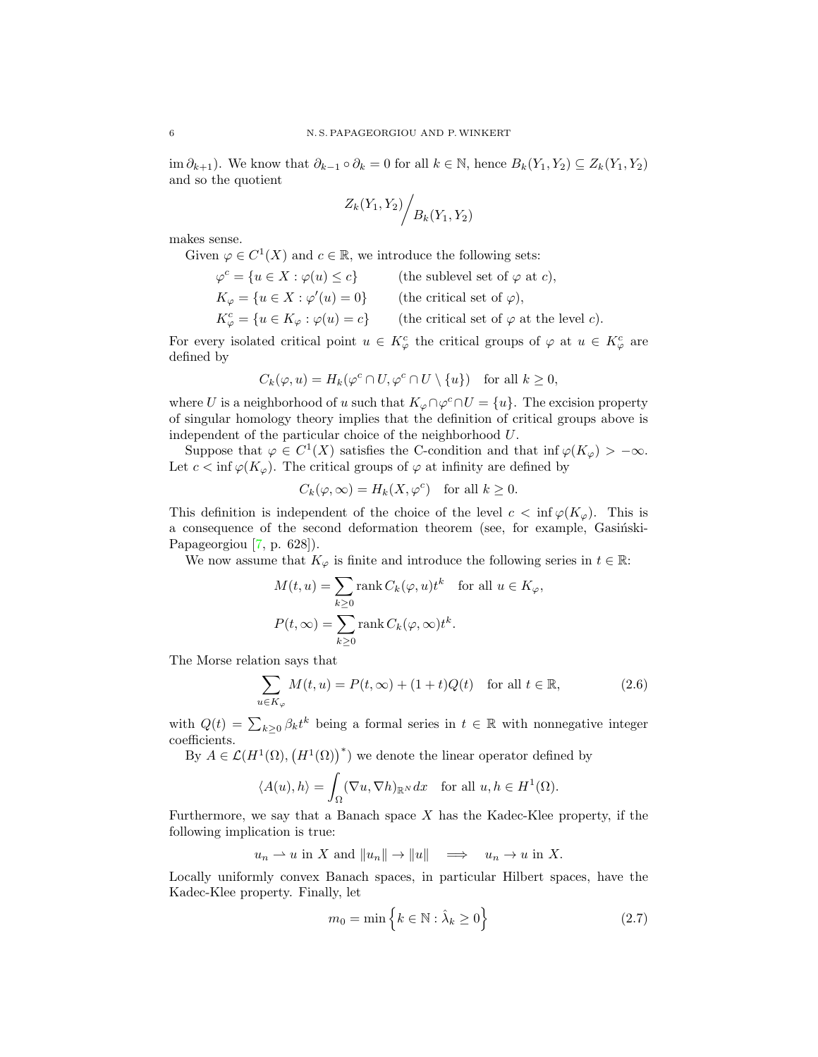$\operatorname{im} \partial_{k+1}$). We know that $\partial_{k-1} \circ \partial_k = 0$ for all $k \in \mathbb{N}$, hence $B_k(Y_1, Y_2) \subseteq Z_k(Y_1, Y_2)$ and so the quotient

$$Z_k(Y_1, Y_2) \Big/ B_k(Y_1, Y_2)$$

makes sense.

Given $\varphi \in C^1(X)$ and $c \in \mathbb{R}$, we introduce the following sets:

$$\begin{aligned}
&\varphi^c = \{u \in X : \varphi(u) \leq c\} && \text{(the sublevel set of } \varphi \text{ at } c\text{)},\\
&K_\varphi = \{u \in X : \varphi'(u) = 0\} && \text{(the critical set of } \varphi\text{)},\\
&K_\varphi^c = \{u \in K_\varphi : \varphi(u) = c\} && \text{(the critical set of } \varphi \text{ at the level } c\text{)}.
\end{aligned}$$

For every isolated critical point $u \in K_\varphi^c$ the critical groups of $\varphi$ at $u \in K_\varphi^c$ are defined by

$$C_k(\varphi, u) = H_k(\varphi^c \cap U, \varphi^c \cap U \setminus \{u\}) \quad \text{for all } k \geq 0,$$

where $U$ is a neighborhood of $u$ such that $K_\varphi \cap \varphi^c \cap U = \{u\}$. The excision property of singular homology theory implies that the definition of critical groups above is independent of the particular choice of the neighborhood $U$.

Suppose that $\varphi \in C^1(X)$ satisfies the C-condition and that $\inf \varphi(K_\varphi) > -\infty$. Let $c < \inf \varphi(K_\varphi)$. The critical groups of $\varphi$ at infinity are defined by

$$C_k(\varphi, \infty) = H_k(X, \varphi^c) \quad \text{for all } k \geq 0.$$

This definition is independent of the choice of the level $c < \inf \varphi(K_\varphi)$. This is a consequence of the second deformation theorem (see, for example, Gasiński-Papageorgiou [7, p. 628]).

We now assume that $K_\varphi$ is finite and introduce the following series in $t \in \mathbb{R}$:

$$\begin{aligned}
M(t, u) &= \sum_{k \geq 0} \operatorname{rank} C_k(\varphi, u) t^k \quad \text{for all } u \in K_\varphi,\\
P(t, \infty) &= \sum_{k \geq 0} \operatorname{rank} C_k(\varphi, \infty) t^k.
\end{aligned}$$

The Morse relation says that

$$\sum_{u \in K_\varphi} M(t, u) = P(t, \infty) + (1 + t) Q(t) \quad \text{for all } t \in \mathbb{R}, \tag{2.6}$$

with $Q(t) = \sum_{k \geq 0} \beta_k t^k$ being a formal series in $t \in \mathbb{R}$ with nonnegative integer coefficients.

By $A \in \mathcal{L}(H^1(\Omega), \left(H^1(\Omega)\right)^*)$ we denote the linear operator defined by

$$\langle A(u), h \rangle = \int_\Omega (\nabla u, \nabla h)_{\mathbb{R}^N} dx \quad \text{for all } u, h \in H^1(\Omega).$$

Furthermore, we say that a Banach space $X$ has the Kadec-Klee property, if the following implication is true:

$$u_n \rightharpoonup u \text{ in } X \text{ and } \|u_n\| \to \|u\| \quad \Longrightarrow \quad u_n \to u \text{ in } X.$$

Locally uniformly convex Banach spaces, in particular Hilbert spaces, have the Kadec-Klee property. Finally, let

$$m_0 = \min\left\{k \in \mathbb{N} : \hat{\lambda}_k \geq 0\right\} \tag{2.7}$$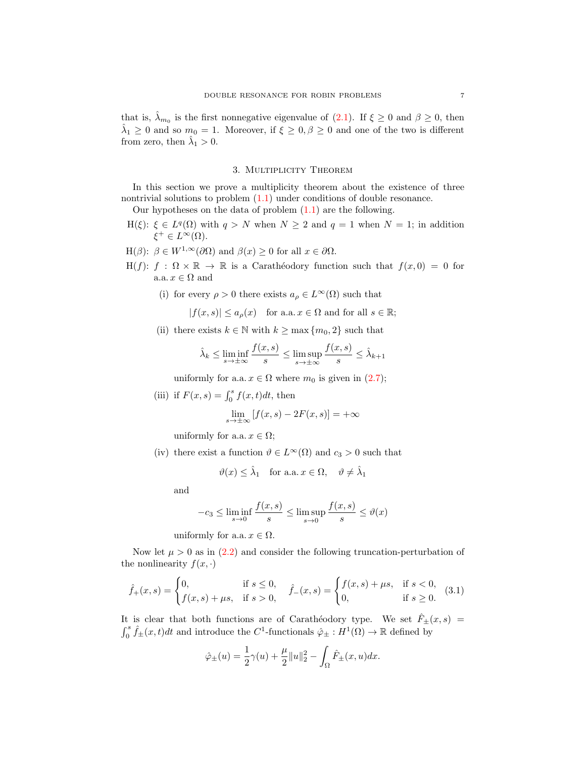that is, $\hat{\lambda}_{m_0}$ is the first nonnegative eigenvalue of (2.1). If $\xi \geq 0$ and $\beta \geq 0$, then $\hat{\lambda}_1 \geq 0$ and so $m_0 = 1$. Moreover, if $\xi \geq 0, \beta \geq 0$ and one of the two is different from zero, then $\hat{\lambda}_1 > 0$.

## 3. Multiplicity Theorem

In this section we prove a multiplicity theorem about the existence of three nontrivial solutions to problem (1.1) under conditions of double resonance.

Our hypotheses on the data of problem (1.1) are the following.

- H($\xi$): $\xi \in L^q(\Omega)$ with $q > N$ when $N \geq 2$ and $q = 1$ when $N = 1$; in addition $\xi^+ \in L^\infty(\Omega)$.
- H($\beta$): $\beta \in W^{1,\infty}(\partial\Omega)$ and $\beta(x) \geq 0$ for all $x \in \partial\Omega$.
- H($f$): $f : \Omega \times \mathbb{R} \to \mathbb{R}$ is a Carathéodory function such that $f(x,0) = 0$ for a.a. $x \in \Omega$ and
  - (i) for every $\rho > 0$ there exists $a_\rho \in L^\infty(\Omega)$ such that
  $$|f(x,s)| \leq a_\rho(x) \quad \text{for a.a. } x \in \Omega \text{ and for all } s \in \mathbb{R};$$
  - (ii) there exists $k \in \mathbb{N}$ with $k \geq \max\{m_0, 2\}$ such that
  $$\hat{\lambda}_k \leq \liminf_{s \to \pm\infty} \frac{f(x,s)}{s} \leq \limsup_{s \to \pm\infty} \frac{f(x,s)}{s} \leq \hat{\lambda}_{k+1}$$
  uniformly for a.a. $x \in \Omega$ where $m_0$ is given in (2.7);
  - (iii) if $F(x,s) = \int_0^s f(x,t)dt$, then
  $$\lim_{s \to \pm\infty} [f(x,s) - 2F(x,s)] = +\infty$$
  uniformly for a.a. $x \in \Omega$;
  - (iv) there exist a function $\vartheta \in L^\infty(\Omega)$ and $c_3 > 0$ such that
  $$\vartheta(x) \leq \hat{\lambda}_1 \quad \text{for a.a. } x \in \Omega, \quad \vartheta \neq \hat{\lambda}_1$$
  and
  $$-c_3 \leq \liminf_{s \to 0} \frac{f(x,s)}{s} \leq \limsup_{s \to 0} \frac{f(x,s)}{s} \leq \vartheta(x)$$
  uniformly for a.a. $x \in \Omega$.

Now let $\mu > 0$ as in (2.2) and consider the following truncation-perturbation of the nonlinearity $f(x,\cdot)$

$$\hat{f}_+(x,s) = \begin{cases} 0, & \text{if } s \leq 0, \\ f(x,s) + \mu s, & \text{if } s > 0, \end{cases} \quad \hat{f}_-(x,s) = \begin{cases} f(x,s) + \mu s, & \text{if } s < 0, \\ 0, & \text{if } s \geq 0. \end{cases} \tag{3.1}$$

It is clear that both functions are of Carathéodory type. We set $\hat{F}_\pm(x,s) = \int_0^s \hat{f}_\pm(x,t)dt$ and introduce the $C^1$-functionals $\hat{\varphi}_\pm : H^1(\Omega) \to \mathbb{R}$ defined by

$$\hat{\varphi}_\pm(u) = \frac{1}{2}\gamma(u) + \frac{\mu}{2}\|u\|_2^2 - \int_\Omega \hat{F}_\pm(x,u)dx.$$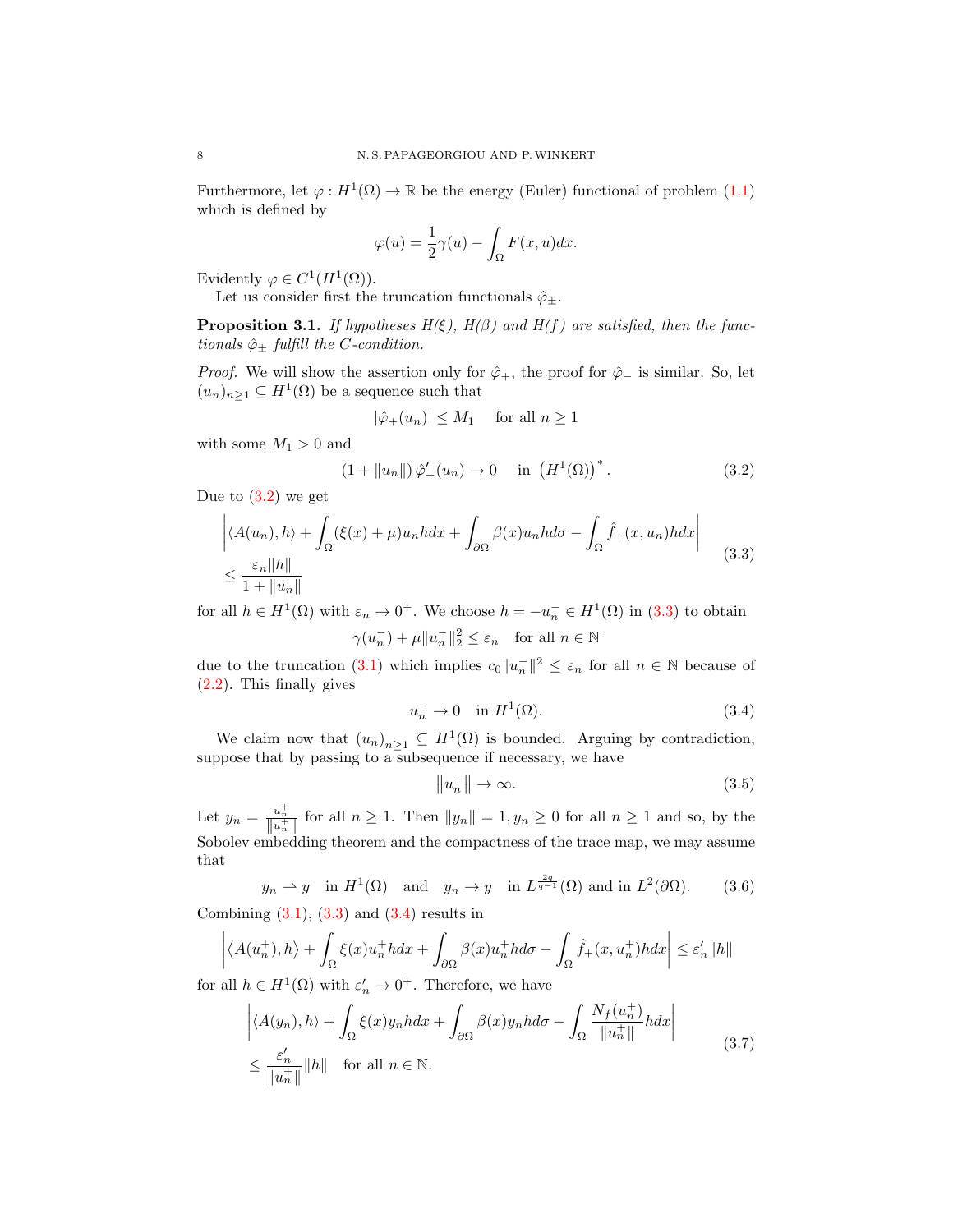Furthermore, let $\varphi : H^1(\Omega) \to \mathbb{R}$ be the energy (Euler) functional of problem (1.1) which is defined by

$$\varphi(u) = \frac{1}{2}\gamma(u) - \int_\Omega F(x,u)dx.$$

Evidently $\varphi \in C^1(H^1(\Omega))$.

Let us consider first the truncation functionals $\hat{\varphi}_\pm$.

**Proposition 3.1.** *If hypotheses H(ξ), H(β) and H(f) are satisfied, then the functionals $\hat{\varphi}_\pm$ fulfill the C-condition.*

*Proof.* We will show the assertion only for $\hat{\varphi}_+$, the proof for $\hat{\varphi}_-$ is similar. So, let $(u_n)_{n\geq 1} \subseteq H^1(\Omega)$ be a sequence such that

$$|\hat{\varphi}_+(u_n)| \leq M_1 \quad \text{for all } n \geq 1$$

with some $M_1 > 0$ and

$$(1 + \|u_n\|)\, \hat{\varphi}_+'(u_n) \to 0 \quad \text{in } \left(H^1(\Omega)\right)^*. \tag{3.2}$$

Due to (3.2) we get

$$\begin{aligned}
&\left| \langle A(u_n), h\rangle + \int_\Omega (\xi(x) + \mu) u_n h dx + \int_{\partial\Omega} \beta(x) u_n h d\sigma - \int_\Omega \hat{f}_+(x, u_n) h dx \right| \\
&\leq \frac{\varepsilon_n \|h\|}{1 + \|u_n\|}
\end{aligned} \tag{3.3}$$

for all $h \in H^1(\Omega)$ with $\varepsilon_n \to 0^+$. We choose $h = -u_n^- \in H^1(\Omega)$ in (3.3) to obtain

$$\gamma(u_n^-) + \mu \|u_n^-\|_2^2 \leq \varepsilon_n \quad \text{for all } n \in \mathbb{N}$$

due to the truncation (3.1) which implies $c_0\|u_n^-\|^2 \leq \varepsilon_n$ for all $n \in \mathbb{N}$ because of (2.2). This finally gives

$$u_n^- \to 0 \quad \text{in } H^1(\Omega). \tag{3.4}$$

We claim now that $(u_n)_{n\geq 1} \subseteq H^1(\Omega)$ is bounded. Arguing by contradiction, suppose that by passing to a subsequence if necessary, we have

$$\left\|u_n^+\right\| \to \infty. \tag{3.5}$$

Let $y_n = \frac{u_n^+}{\|u_n^+\|}$ for all $n \geq 1$. Then $\|y_n\| = 1, y_n \geq 0$ for all $n \geq 1$ and so, by the Sobolev embedding theorem and the compactness of the trace map, we may assume that

$$y_n \rightharpoonup y \quad \text{in } H^1(\Omega) \quad \text{and} \quad y_n \to y \quad \text{in } L^{\frac{2q}{q-1}}(\Omega) \text{ and in } L^2(\partial\Omega). \tag{3.6}$$

Combining (3.1), (3.3) and (3.4) results in

$$\left| \langle A(u_n^+), h\rangle + \int_\Omega \xi(x) u_n^+ h dx + \int_{\partial\Omega} \beta(x) u_n^+ h d\sigma - \int_\Omega \hat{f}_+(x, u_n^+) h dx \right| \leq \varepsilon_n' \|h\|$$

for all $h \in H^1(\Omega)$ with $\varepsilon_n' \to 0^+$. Therefore, we have

$$\begin{aligned}
&\left| \langle A(y_n), h\rangle + \int_\Omega \xi(x) y_n h dx + \int_{\partial\Omega} \beta(x) y_n h d\sigma - \int_\Omega \frac{N_f(u_n^+)}{\|u_n^+\|} h dx \right| \\
&\leq \frac{\varepsilon_n'}{\|u_n^+\|}\|h\| \quad \text{for all } n \in \mathbb{N}.
\end{aligned} \tag{3.7}$$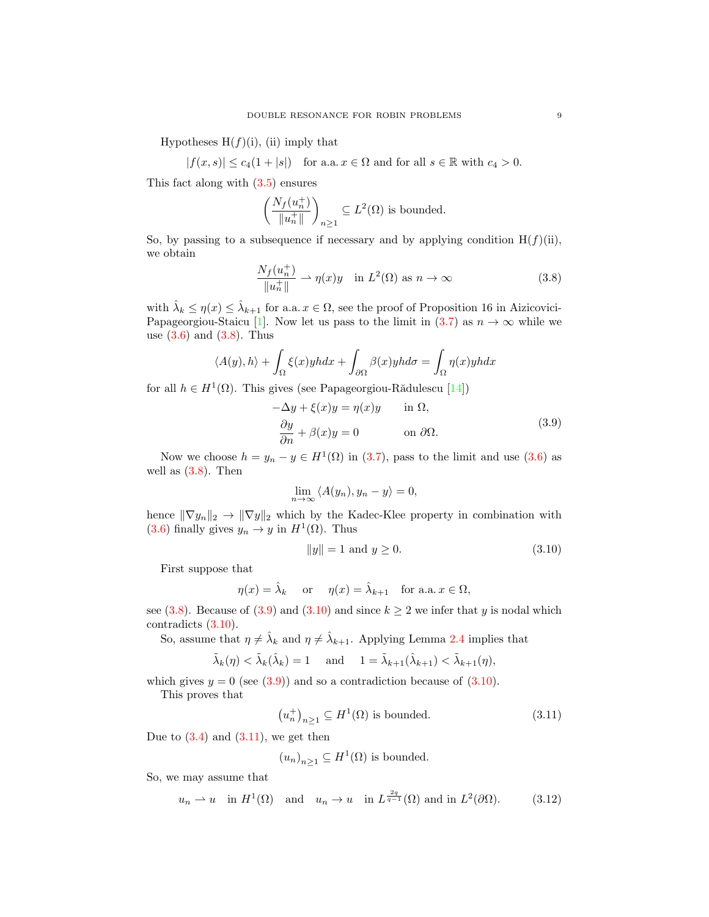Hypotheses H($f$)(i), (ii) imply that

$$|f(x,s)| \leq c_4(1+|s|) \quad \text{for a.a. } x \in \Omega \text{ and for all } s \in \mathbb{R} \text{ with } c_4 > 0.$$

This fact along with (3.5) ensures

$$\left( \frac{N_f(u_n^+)}{\|u_n^+\|} \right)_{n \geq 1} \subseteq L^2(\Omega) \text{ is bounded.}$$

So, by passing to a subsequence if necessary and by applying condition H($f$)(ii), we obtain

$$\frac{N_f(u_n^+)}{\|u_n^+\|} \rightharpoonup \eta(x) y \quad \text{in } L^2(\Omega) \text{ as } n \to \infty \tag{3.8}$$

with $\hat{\lambda}_k \leq \eta(x) \leq \hat{\lambda}_{k+1}$ for a.a. $x \in \Omega$, see the proof of Proposition 16 in Aizicovici-Papageorgiou-Staicu [1]. Now let us pass to the limit in (3.7) as $n \to \infty$ while we use (3.6) and (3.8). Thus

$$\langle A(y), h \rangle + \int_\Omega \xi(x) y h dx + \int_{\partial \Omega} \beta(x) y h d\sigma = \int_\Omega \eta(x) y h dx$$

for all $h \in H^1(\Omega)$. This gives (see Papageorgiou-Rădulescu [14])

$$\begin{aligned} -\Delta y + \xi(x) y &= \eta(x) y \qquad \text{in } \Omega, \\ \frac{\partial y}{\partial n} + \beta(x) y &= 0 \qquad \text{on } \partial\Omega. \end{aligned} \tag{3.9}$$

Now we choose $h = y_n - y \in H^1(\Omega)$ in (3.7), pass to the limit and use (3.6) as well as (3.8). Then

$$\lim_{n \to \infty} \langle A(y_n), y_n - y \rangle = 0,$$

hence $\|\nabla y_n\|_2 \to \|\nabla y\|_2$ which by the Kadec-Klee property in combination with (3.6) finally gives $y_n \to y$ in $H^1(\Omega)$. Thus

$$\|y\| = 1 \text{ and } y \geq 0. \tag{3.10}$$

First suppose that

$$\eta(x) = \hat{\lambda}_k \quad \text{or} \quad \eta(x) = \hat{\lambda}_{k+1} \quad \text{for a.a. } x \in \Omega,$$

see (3.8). Because of (3.9) and (3.10) and since $k \geq 2$ we infer that $y$ is nodal which contradicts (3.10).

So, assume that $\eta \neq \hat{\lambda}_k$ and $\eta \neq \hat{\lambda}_{k+1}$. Applying Lemma 2.4 implies that

$$\tilde{\lambda}_k(\eta) < \tilde{\lambda}_k(\hat{\lambda}_k) = 1 \quad \text{and} \quad 1 = \tilde{\lambda}_{k+1}(\hat{\lambda}_{k+1}) < \tilde{\lambda}_{k+1}(\eta),$$

which gives $y = 0$ (see (3.9)) and so a contradiction because of (3.10).

This proves that

$$\left(u_n^+\right)_{n \geq 1} \subseteq H^1(\Omega) \text{ is bounded.} \tag{3.11}$$

Due to (3.4) and (3.11), we get then

$$\left(u_n\right)_{n \geq 1} \subseteq H^1(\Omega) \text{ is bounded.}$$

So, we may assume that

$$u_n \rightharpoonup u \quad \text{in } H^1(\Omega) \quad \text{and} \quad u_n \to u \quad \text{in } L^{\frac{2q}{q-1}}(\Omega) \text{ and in } L^2(\partial\Omega). \tag{3.12}$$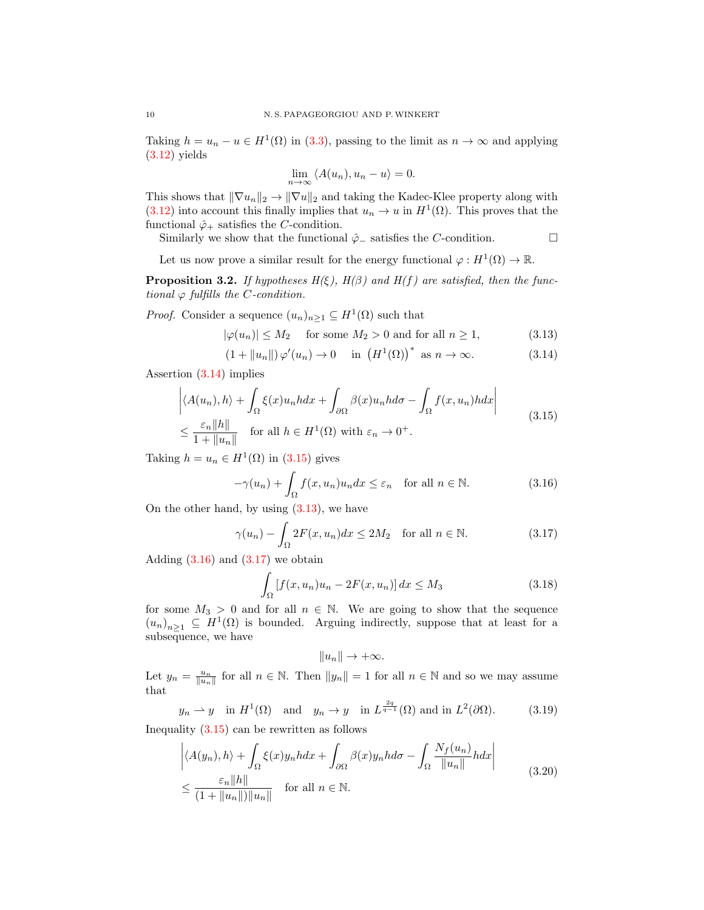Taking $h = u_n - u \in H^1(\Omega)$ in (3.3), passing to the limit as $n \to \infty$ and applying (3.12) yields

$$\lim_{n\to\infty} \langle A(u_n), u_n - u\rangle = 0.$$

This shows that $\|\nabla u_n\|_2 \to \|\nabla u\|_2$ and taking the Kadec-Klee property along with (3.12) into account this finally implies that $u_n \to u$ in $H^1(\Omega)$. This proves that the functional $\hat{\varphi}_+$ satisfies the $C$-condition.

Similarly we show that the functional $\hat{\varphi}_-$ satisfies the $C$-condition. □

Let us now prove a similar result for the energy functional $\varphi : H^1(\Omega) \to \mathbb{R}$.

**Proposition 3.2.** *If hypotheses H($\xi$), H($\beta$) and H($f$) are satisfied, then the functional $\varphi$ fulfills the $C$-condition.*

*Proof.* Consider a sequence $(u_n)_{n\geq 1} \subseteq H^1(\Omega)$ such that

$$|\varphi(u_n)| \leq M_2 \quad \text{for some } M_2 > 0 \text{ and for all } n \geq 1, \tag{3.13}$$

$$(1 + \|u_n\|)\, \varphi'(u_n) \to 0 \quad \text{in } \left(H^1(\Omega)\right)^* \text{ as } n \to \infty. \tag{3.14}$$

Assertion (3.14) implies

$$\begin{aligned} &\left| \langle A(u_n), h\rangle + \int_\Omega \xi(x) u_n h dx + \int_{\partial\Omega} \beta(x) u_n h d\sigma - \int_\Omega f(x,u_n) h dx \right| \\ &\leq \frac{\varepsilon_n \|h\|}{1 + \|u_n\|} \quad \text{for all } h \in H^1(\Omega) \text{ with } \varepsilon_n \to 0^+. \end{aligned} \tag{3.15}$$

Taking $h = u_n \in H^1(\Omega)$ in (3.15) gives

$$-\gamma(u_n) + \int_\Omega f(x,u_n) u_n dx \leq \varepsilon_n \quad \text{for all } n \in \mathbb{N}. \tag{3.16}$$

On the other hand, by using (3.13), we have

$$\gamma(u_n) - \int_\Omega 2F(x,u_n) dx \leq 2M_2 \quad \text{for all } n \in \mathbb{N}. \tag{3.17}$$

Adding (3.16) and (3.17) we obtain

$$\int_\Omega \left[ f(x,u_n)u_n - 2F(x,u_n) \right] dx \leq M_3 \tag{3.18}$$

for some $M_3 > 0$ and for all $n \in \mathbb{N}$. We are going to show that the sequence $(u_n)_{n\geq 1} \subseteq H^1(\Omega)$ is bounded. Arguing indirectly, suppose that at least for a subsequence, we have

$$\|u_n\| \to +\infty.$$

Let $y_n = \frac{u_n}{\|u_n\|}$ for all $n \in \mathbb{N}$. Then $\|y_n\| = 1$ for all $n \in \mathbb{N}$ and so we may assume that

$$y_n \rightharpoonup y \quad \text{in } H^1(\Omega) \quad \text{and} \quad y_n \to y \quad \text{in } L^{\frac{2q}{q-1}}(\Omega) \text{ and in } L^2(\partial\Omega). \tag{3.19}$$

Inequality (3.15) can be rewritten as follows

$$\begin{aligned} &\left| \langle A(y_n), h\rangle + \int_\Omega \xi(x) y_n h dx + \int_{\partial\Omega} \beta(x) y_n h d\sigma - \int_\Omega \frac{N_f(u_n)}{\|u_n\|} h dx \right| \\ &\leq \frac{\varepsilon_n \|h\|}{(1 + \|u_n\|)\|u_n\|} \quad \text{for all } n \in \mathbb{N}. \end{aligned} \tag{3.20}$$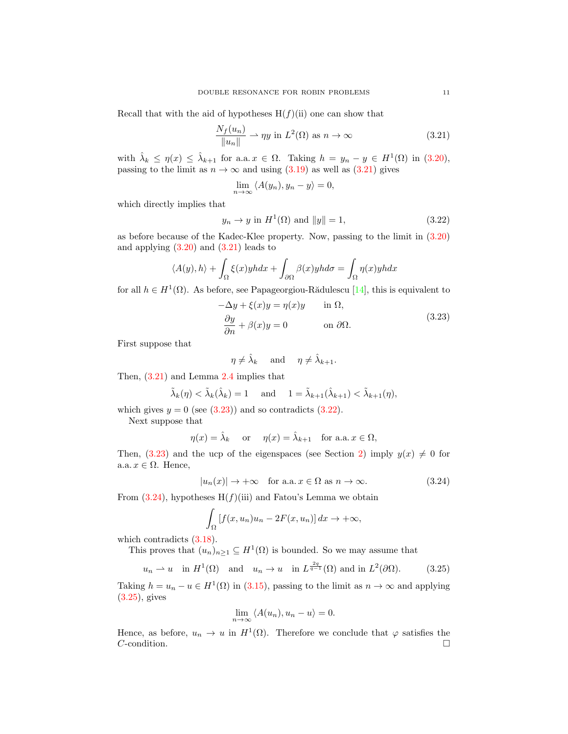Recall that with the aid of hypotheses H$(f)$(ii) one can show that

$$\frac{N_f(u_n)}{\|u_n\|} \rightharpoonup \eta y \text{ in } L^2(\Omega) \text{ as } n \to \infty \tag{3.21}$$

with $\hat{\lambda}_k \leq \eta(x) \leq \hat{\lambda}_{k+1}$ for a.a. $x \in \Omega$. Taking $h = y_n - y \in H^1(\Omega)$ in (3.20), passing to the limit as $n \to \infty$ and using (3.19) as well as (3.21) gives

$$\lim_{n\to\infty} \langle A(y_n), y_n - y\rangle = 0,$$

which directly implies that

$$y_n \to y \text{ in } H^1(\Omega) \text{ and } \|y\| = 1, \tag{3.22}$$

as before because of the Kadec-Klee property. Now, passing to the limit in (3.20) and applying (3.20) and (3.21) leads to

$$\langle A(y), h\rangle + \int_\Omega \xi(x) y h dx + \int_{\partial\Omega} \beta(x) y h d\sigma = \int_\Omega \eta(x) y h dx$$

for all $h \in H^1(\Omega)$. As before, see Papageorgiou-Rădulescu [14], this is equivalent to

$$\begin{aligned} -\Delta y + \xi(x) y &= \eta(x) y \qquad \text{in } \Omega,\\ \frac{\partial y}{\partial n} + \beta(x) y &= 0 \qquad\qquad \text{on } \partial\Omega. \end{aligned} \tag{3.23}$$

First suppose that

$$\eta \neq \hat{\lambda}_k \quad \text{ and } \quad \eta \neq \hat{\lambda}_{k+1}.$$

Then, (3.21) and Lemma 2.4 implies that

$$\tilde{\lambda}_k(\eta) < \tilde{\lambda}_k(\hat{\lambda}_k) = 1 \quad \text{ and } \quad 1 = \tilde{\lambda}_{k+1}(\hat{\lambda}_{k+1}) < \tilde{\lambda}_{k+1}(\eta),$$

which gives $y = 0$ (see (3.23)) and so contradicts (3.22).

Next suppose that

$$\eta(x) = \hat{\lambda}_k \quad \text{ or } \quad \eta(x) = \hat{\lambda}_{k+1} \quad \text{for a.a. } x \in \Omega,$$

Then, (3.23) and the ucp of the eigenspaces (see Section 2) imply $y(x) \neq 0$ for a.a. $x \in \Omega$. Hence,

$$|u_n(x)| \to +\infty \quad \text{for a.a. } x \in \Omega \text{ as } n \to \infty. \tag{3.24}$$

From (3.24), hypotheses H$(f)$(iii) and Fatou's Lemma we obtain

$$\int_\Omega \left[f(x, u_n)u_n - 2F(x, u_n)\right] dx \to +\infty,$$

which contradicts (3.18).

This proves that $(u_n)_{n\geq 1} \subseteq H^1(\Omega)$ is bounded. So we may assume that

$$u_n \rightharpoonup u \quad \text{in } H^1(\Omega) \quad \text{ and } \quad u_n \to u \quad \text{in } L^{\frac{2q}{q-1}}(\Omega) \text{ and in } L^2(\partial\Omega). \tag{3.25}$$

Taking $h = u_n - u \in H^1(\Omega)$ in (3.15), passing to the limit as $n \to \infty$ and applying (3.25), gives

$$\lim_{n\to\infty} \langle A(u_n), u_n - u\rangle = 0.$$

Hence, as before, $u_n \to u$ in $H^1(\Omega)$. Therefore we conclude that $\varphi$ satisfies the $C$-condition. $\square$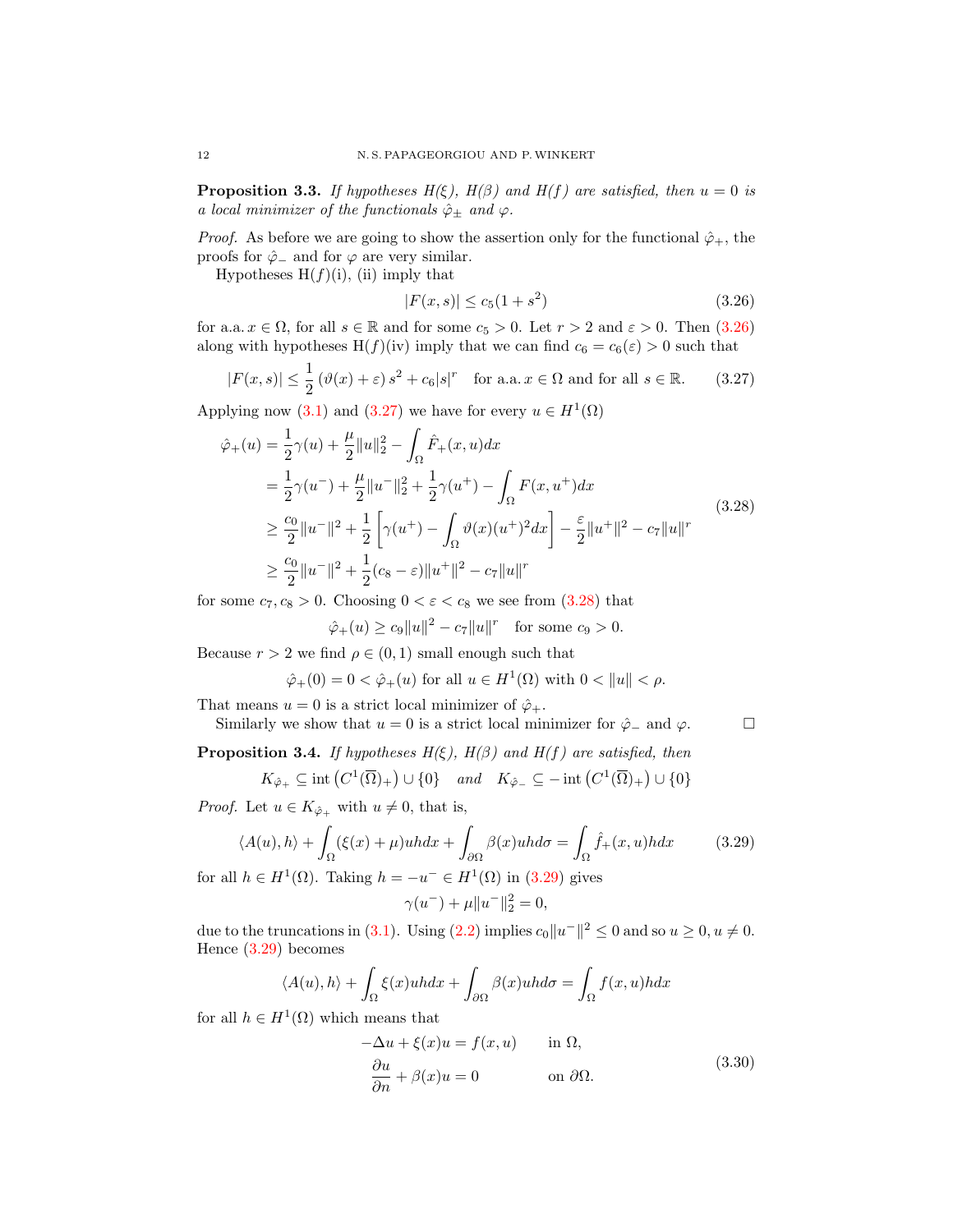**Proposition 3.3.** *If hypotheses H($\xi$), H($\beta$) and H($f$) are satisfied, then $u = 0$ is a local minimizer of the functionals $\hat{\varphi}_\pm$ and $\varphi$.*

*Proof.* As before we are going to show the assertion only for the functional $\hat{\varphi}_+$, the proofs for $\hat{\varphi}_-$ and for $\varphi$ are very similar.

Hypotheses H($f$)(i), (ii) imply that

$$|F(x,s)| \leq c_5(1+s^2) \tag{3.26}$$

for a.a. $x \in \Omega$, for all $s \in \mathbb{R}$ and for some $c_5 > 0$. Let $r > 2$ and $\varepsilon > 0$. Then (3.26) along with hypotheses H($f$)(iv) imply that we can find $c_6 = c_6(\varepsilon) > 0$ such that

$$|F(x,s)| \leq \frac{1}{2}\left(\vartheta(x) + \varepsilon\right) s^2 + c_6 |s|^r \quad \text{for a.a. } x \in \Omega \text{ and for all } s \in \mathbb{R}. \tag{3.27}$$

Applying now (3.1) and (3.27) we have for every $u \in H^1(\Omega)$

$$\begin{aligned}
\hat{\varphi}_+(u) &= \frac{1}{2}\gamma(u) + \frac{\mu}{2}\|u\|_2^2 - \int_\Omega \hat{F}_+(x,u)dx \\
&= \frac{1}{2}\gamma(u^-) + \frac{\mu}{2}\|u^-\|_2^2 + \frac{1}{2}\gamma(u^+) - \int_\Omega F(x,u^+)dx \\
&\geq \frac{c_0}{2}\|u^-\|^2 + \frac{1}{2}\left[\gamma(u^+) - \int_\Omega \vartheta(x)(u^+)^2 dx\right] - \frac{\varepsilon}{2}\|u^+\|^2 - c_7\|u\|^r \\
&\geq \frac{c_0}{2}\|u^-\|^2 + \frac{1}{2}(c_8 - \varepsilon)\|u^+\|^2 - c_7\|u\|^r
\end{aligned} \tag{3.28}$$

for some $c_7, c_8 > 0$. Choosing $0 < \varepsilon < c_8$ we see from (3.28) that

$$\hat{\varphi}_+(u) \geq c_9\|u\|^2 - c_7\|u\|^r \quad \text{for some } c_9 > 0.$$

Because $r > 2$ we find $\rho \in (0,1)$ small enough such that

$$\hat{\varphi}_+(0) = 0 < \hat{\varphi}_+(u) \text{ for all } u \in H^1(\Omega) \text{ with } 0 < \|u\| < \rho.$$

That means $u = 0$ is a strict local minimizer of $\hat{\varphi}_+$.

Similarly we show that $u = 0$ is a strict local minimizer for $\hat{\varphi}_-$ and $\varphi$. $\square$

**Proposition 3.4.** *If hypotheses H($\xi$), H($\beta$) and H($f$) are satisfied, then*

$$K_{\hat{\varphi}_+} \subseteq \operatorname{int}\left(C^1(\overline{\Omega})_+\right) \cup \{0\} \quad \textit{and} \quad K_{\hat{\varphi}_-} \subseteq -\operatorname{int}\left(C^1(\overline{\Omega})_+\right) \cup \{0\}$$

*Proof.* Let $u \in K_{\hat{\varphi}_+}$ with $u \neq 0$, that is,

$$\langle A(u), h\rangle + \int_\Omega (\xi(x) + \mu)uh dx + \int_{\partial\Omega} \beta(x)uh d\sigma = \int_\Omega \hat{f}_+(x,u)h dx \tag{3.29}$$

for all $h \in H^1(\Omega)$. Taking $h = -u^- \in H^1(\Omega)$ in (3.29) gives

$$\gamma(u^-) + \mu\|u^-\|_2^2 = 0,$$

due to the truncations in (3.1). Using (2.2) implies $c_0\|u^-\|^2 \leq 0$ and so $u \geq 0, u \neq 0$. Hence (3.29) becomes

$$\langle A(u), h\rangle + \int_\Omega \xi(x)uh dx + \int_{\partial\Omega} \beta(x)uh d\sigma = \int_\Omega f(x,u)h dx$$

for all $h \in H^1(\Omega)$ which means that

$$\begin{aligned}
-\Delta u + \xi(x)u &= f(x,u) \qquad \text{in } \Omega, \\
\frac{\partial u}{\partial n} + \beta(x)u &= 0 \qquad \text{on } \partial\Omega.
\end{aligned} \tag{3.30}$$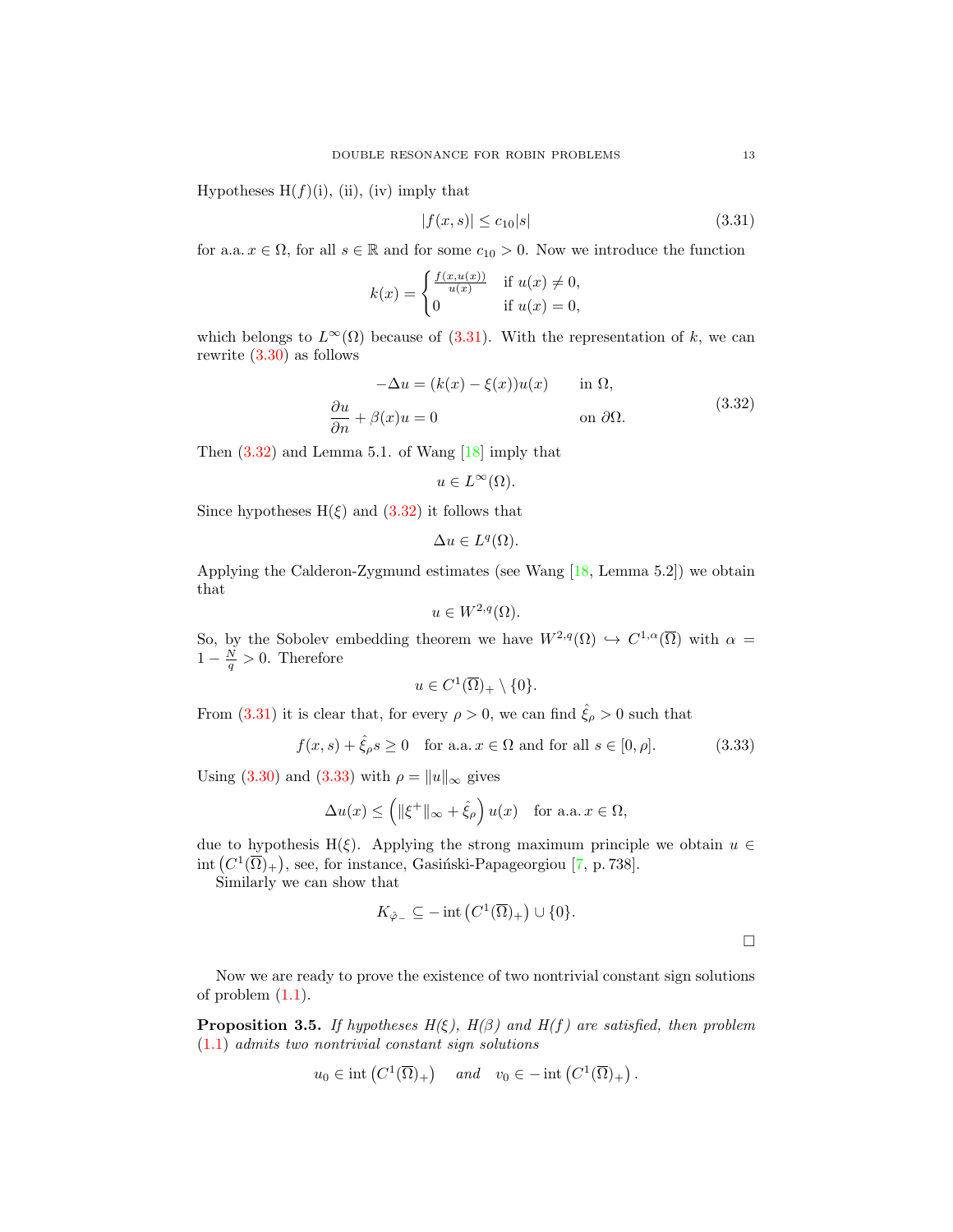Hypotheses H$(f)$(i), (ii), (iv) imply that

$$|f(x,s)| \leq c_{10}|s| \tag{3.31}$$

for a.a. $x \in \Omega$, for all $s \in \mathbb{R}$ and for some $c_{10} > 0$. Now we introduce the function

$$k(x) = \begin{cases} \frac{f(x,u(x))}{u(x)} & \text{if } u(x) \neq 0, \\ 0 & \text{if } u(x) = 0, \end{cases}$$

which belongs to $L^\infty(\Omega)$ because of (3.31). With the representation of $k$, we can rewrite (3.30) as follows

$$\begin{aligned} -\Delta u &= (k(x) - \xi(x))u(x) \qquad && \text{in } \Omega, \\ \frac{\partial u}{\partial n} + \beta(x)u &= 0 && \text{on } \partial\Omega. \end{aligned} \tag{3.32}$$

Then (3.32) and Lemma 5.1. of Wang [18] imply that

$$u \in L^\infty(\Omega).$$

Since hypotheses H$(\xi)$ and (3.32) it follows that

$$\Delta u \in L^q(\Omega).$$

Applying the Calderon-Zygmund estimates (see Wang [18, Lemma 5.2]) we obtain that

$$u \in W^{2,q}(\Omega).$$

So, by the Sobolev embedding theorem we have $W^{2,q}(\Omega) \hookrightarrow C^{1,\alpha}(\overline{\Omega})$ with $\alpha = 1 - \frac{N}{q} > 0$. Therefore

$$u \in C^1(\overline{\Omega})_+ \setminus \{0\}.$$

From (3.31) it is clear that, for every $\rho > 0$, we can find $\hat{\xi}_\rho > 0$ such that

$$f(x,s) + \hat{\xi}_\rho s \geq 0 \quad \text{for a.a. } x \in \Omega \text{ and for all } s \in [0,\rho]. \tag{3.33}$$

Using (3.30) and (3.33) with $\rho = \|u\|_\infty$ gives

$$\Delta u(x) \leq \left(\|\xi^+\|_\infty + \hat{\xi}_\rho\right) u(x) \quad \text{for a.a. } x \in \Omega,$$

due to hypothesis H$(\xi)$. Applying the strong maximum principle we obtain $u \in \operatorname{int}\left(C^1(\overline{\Omega})_+\right)$, see, for instance, Gasiński-Papageorgiou [7, p. 738].

Similarly we can show that

$$K_{\hat{\varphi}_-} \subseteq -\operatorname{int}\left(C^1(\overline{\Omega})_+\right) \cup \{0\}.$$

$\square$

Now we are ready to prove the existence of two nontrivial constant sign solutions of problem (1.1).

**Proposition 3.5.** *If hypotheses H$(\xi)$, H$(\beta)$ and H$(f)$ are satisfied, then problem (1.1) admits two nontrivial constant sign solutions*

$$u_0 \in \operatorname{int}\left(C^1(\overline{\Omega})_+\right) \quad \textit{and} \quad v_0 \in -\operatorname{int}\left(C^1(\overline{\Omega})_+\right).$$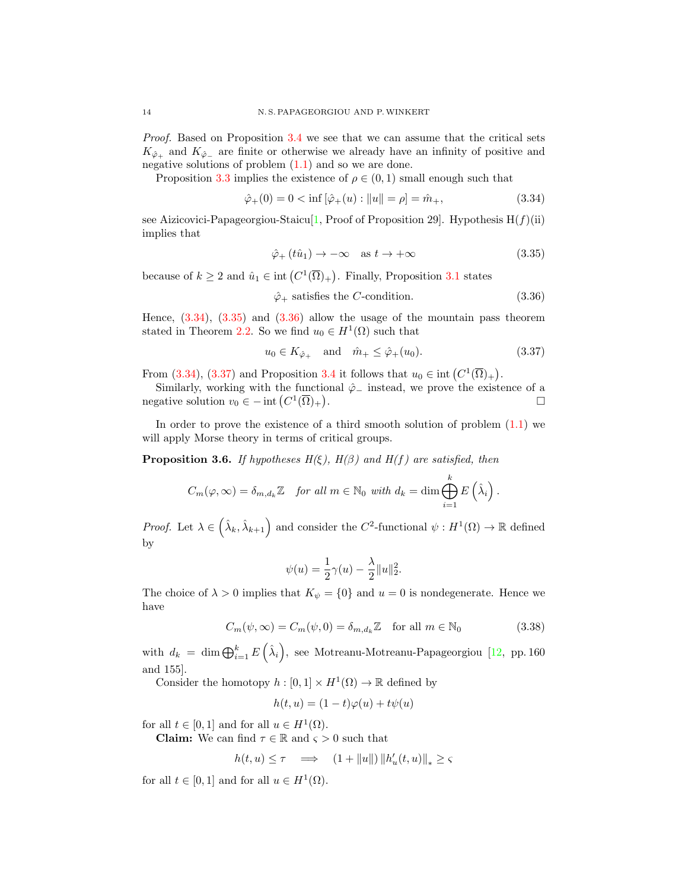*Proof.* Based on Proposition 3.4 we see that we can assume that the critical sets $K_{\hat{\varphi}_+}$ and $K_{\hat{\varphi}_-}$ are finite or otherwise we already have an infinity of positive and negative solutions of problem (1.1) and so we are done.

Proposition 3.3 implies the existence of $\rho \in (0,1)$ small enough such that

$$\hat{\varphi}_+(0) = 0 < \inf\left[\hat{\varphi}_+(u) : \|u\| = \rho\right] = \hat{m}_+, \tag{3.34}$$

see Aizicovici-Papageorgiou-Staicu[1, Proof of Proposition 29]. Hypothesis H$(f)$(ii) implies that

$$\hat{\varphi}_+\left(t\hat{u}_1\right) \to -\infty \quad \text{as } t \to +\infty \tag{3.35}$$

because of $k \geq 2$ and $\hat{u}_1 \in \operatorname{int}\left(C^1(\overline{\Omega})_+\right)$. Finally, Proposition 3.1 states

$$\hat{\varphi}_+ \text{ satisfies the } C\text{-condition.} \tag{3.36}$$

Hence, (3.34), (3.35) and (3.36) allow the usage of the mountain pass theorem stated in Theorem 2.2. So we find $u_0 \in H^1(\Omega)$ such that

$$u_0 \in K_{\hat{\varphi}_+} \quad \text{and} \quad \hat{m}_+ \leq \hat{\varphi}_+(u_0). \tag{3.37}$$

From (3.34), (3.37) and Proposition 3.4 it follows that $u_0 \in \operatorname{int}\left(C^1(\overline{\Omega})_+\right)$.

Similarly, working with the functional $\hat{\varphi}_-$ instead, we prove the existence of a negative solution $v_0 \in -\operatorname{int}\left(C^1(\overline{\Omega})_+\right)$. □

In order to prove the existence of a third smooth solution of problem (1.1) we will apply Morse theory in terms of critical groups.

**Proposition 3.6.** *If hypotheses H(ξ), H(β) and H(f) are satisfied, then*

$$C_m(\varphi,\infty) = \delta_{m,d_k}\mathbb{Z} \quad \text{for all } m \in \mathbb{N}_0 \text{ with } d_k = \dim \bigoplus_{i=1}^k E\left(\hat{\lambda}_i\right).$$

*Proof.* Let $\lambda \in \left(\hat{\lambda}_k, \hat{\lambda}_{k+1}\right)$ and consider the $C^2$-functional $\psi : H^1(\Omega) \to \mathbb{R}$ defined by

$$\psi(u) = \frac{1}{2}\gamma(u) - \frac{\lambda}{2}\|u\|_2^2.$$

The choice of $\lambda > 0$ implies that $K_\psi = \{0\}$ and $u = 0$ is nondegenerate. Hence we have

$$C_m(\psi,\infty) = C_m(\psi,0) = \delta_{m,d_k}\mathbb{Z} \quad \text{for all } m \in \mathbb{N}_0 \tag{3.38}$$

with $d_k = \dim \bigoplus_{i=1}^k E\left(\hat{\lambda}_i\right)$, see Motreanu-Motreanu-Papageorgiou [12, pp. 160 and 155].

Consider the homotopy $h : [0,1] \times H^1(\Omega) \to \mathbb{R}$ defined by

$$h(t,u) = (1-t)\varphi(u) + t\psi(u)$$

for all $t \in [0,1]$ and for all $u \in H^1(\Omega)$.

**Claim:** We can find $\tau \in \mathbb{R}$ and $\varsigma > 0$ such that

$$h(t,u) \leq \tau \quad \Longrightarrow \quad (1+\|u\|)\left\|h_u'(t,u)\right\|_* \geq \varsigma$$

for all $t \in [0,1]$ and for all $u \in H^1(\Omega)$.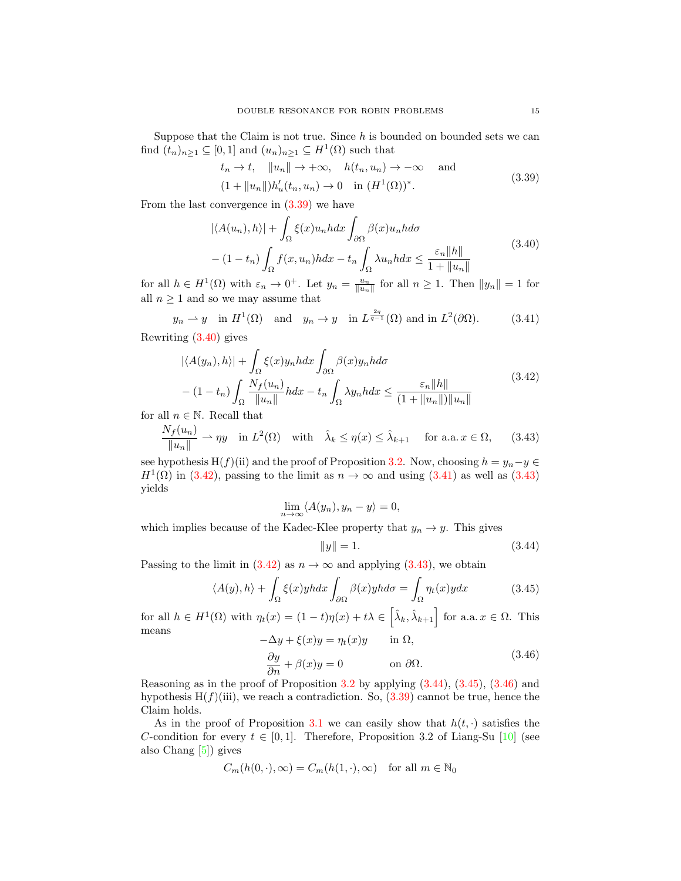Suppose that the Claim is not true. Since $h$ is bounded on bounded sets we can find $(t_n)_{n\geq 1} \subseteq [0,1]$ and $(u_n)_{n\geq 1} \subseteq H^1(\Omega)$ such that

$$
\begin{aligned}
&t_n \to t, \quad \|u_n\| \to +\infty, \quad h(t_n, u_n) \to -\infty \quad \text{ and} \\
&(1 + \|u_n\|)h'_u(t_n, u_n) \to 0 \quad \text{in } (H^1(\Omega))^*.
\end{aligned}
\tag{3.39}
$$

From the last convergence in (3.39) we have

$$
\begin{aligned}
&|\langle A(u_n), h\rangle| + \int_\Omega \xi(x) u_n h dx \int_{\partial\Omega} \beta(x) u_n h d\sigma \\
&- (1 - t_n) \int_\Omega f(x, u_n) h dx - t_n \int_\Omega \lambda u_n h dx \leq \frac{\varepsilon_n \|h\|}{1 + \|u_n\|}
\end{aligned}
\tag{3.40}
$$

for all $h \in H^1(\Omega)$ with $\varepsilon_n \to 0^+$. Let $y_n = \frac{u_n}{\|u_n\|}$ for all $n \geq 1$. Then $\|y_n\| = 1$ for all $n \geq 1$ and so we may assume that

$$
y_n \rightharpoonup y \quad \text{in } H^1(\Omega) \quad \text{and} \quad y_n \to y \quad \text{in } L^{\frac{2q}{q-1}}(\Omega) \text{ and in } L^2(\partial\Omega). \tag{3.41}
$$

Rewriting (3.40) gives

$$
\begin{aligned}
&|\langle A(y_n), h\rangle| + \int_\Omega \xi(x) y_n h dx \int_{\partial\Omega} \beta(x) y_n h d\sigma \\
&- (1 - t_n) \int_\Omega \frac{N_f(u_n)}{\|u_n\|} h dx - t_n \int_\Omega \lambda y_n h dx \leq \frac{\varepsilon_n \|h\|}{(1 + \|u_n\|)\|u_n\|}
\end{aligned}
\tag{3.42}
$$

for all $n \in \mathbb{N}$. Recall that

$$
\frac{N_f(u_n)}{\|u_n\|} \rightharpoonup \eta y \quad \text{in } L^2(\Omega) \quad \text{with} \quad \hat{\lambda}_k \leq \eta(x) \leq \hat{\lambda}_{k+1} \quad \text{for a.a. } x \in \Omega, \tag{3.43}
$$

see hypothesis H$(f)$(ii) and the proof of Proposition 3.2. Now, choosing $h = y_n - y \in H^1(\Omega)$ in (3.42), passing to the limit as $n \to \infty$ and using (3.41) as well as (3.43) yields

$$
\lim_{n\to\infty} \langle A(y_n), y_n - y\rangle = 0,
$$

which implies because of the Kadec-Klee property that $y_n \to y$. This gives

$$
\|y\| = 1. \tag{3.44}
$$

Passing to the limit in (3.42) as $n \to \infty$ and applying (3.43), we obtain

$$
\langle A(y), h\rangle + \int_\Omega \xi(x) y h dx \int_{\partial\Omega} \beta(x) y h d\sigma = \int_\Omega \eta_t(x) y dx \tag{3.45}
$$

for all $h \in H^1(\Omega)$ with $\eta_t(x) = (1-t)\eta(x) + t\lambda \in \left[\hat{\lambda}_k, \hat{\lambda}_{k+1}\right]$ for a.a. $x \in \Omega$. This means

$$
\begin{aligned}
-\Delta y + \xi(x) y &= \eta_t(x) y \qquad \text{in } \Omega, \\
\frac{\partial y}{\partial n} + \beta(x) y &= 0 \qquad \text{on } \partial\Omega.
\end{aligned}
\tag{3.46}
$$

Reasoning as in the proof of Proposition 3.2 by applying (3.44), (3.45), (3.46) and hypothesis H$(f)$(iii), we reach a contradiction. So, (3.39) cannot be true, hence the Claim holds.

As in the proof of Proposition 3.1 we can easily show that $h(t, \cdot)$ satisfies the $C$-condition for every $t \in [0,1]$. Therefore, Proposition 3.2 of Liang-Su [10] (see also Chang [5]) gives

$$
C_m(h(0, \cdot), \infty) = C_m(h(1, \cdot), \infty) \quad \text{for all } m \in \mathbb{N}_0
$$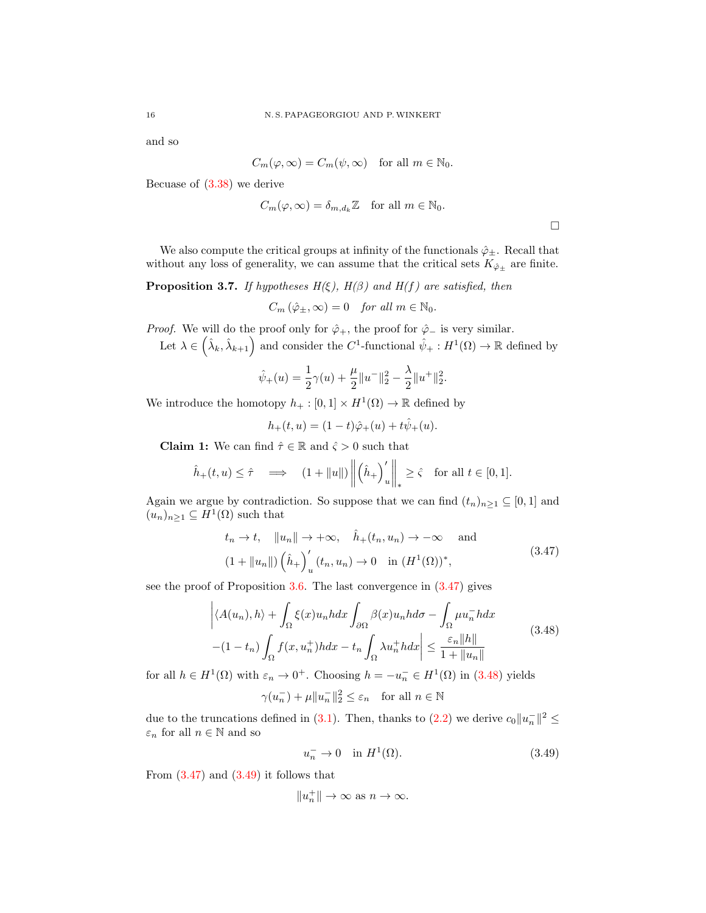and so

$$C_m(\varphi, \infty) = C_m(\psi, \infty) \quad \text{for all } m \in \mathbb{N}_0.$$

Becuase of (3.38) we derive

$$C_m(\varphi, \infty) = \delta_{m,d_k}\mathbb{Z} \quad \text{for all } m \in \mathbb{N}_0.$$

□

We also compute the critical groups at infinity of the functionals $\hat{\varphi}_\pm$. Recall that without any loss of generality, we can assume that the critical sets $K_{\hat{\varphi}_\pm}$ are finite.

**Proposition 3.7.** *If hypotheses H(ξ), H(β) and H(f) are satisfied, then*

$$C_m(\hat{\varphi}_\pm, \infty) = 0 \quad \textit{for all } m \in \mathbb{N}_0.$$

*Proof.* We will do the proof only for $\hat{\varphi}_+$, the proof for $\hat{\varphi}_-$ is very similar.

Let $\lambda \in \left(\hat{\lambda}_k, \hat{\lambda}_{k+1}\right)$ and consider the $C^1$-functional $\hat{\psi}_+ : H^1(\Omega) \to \mathbb{R}$ defined by

$$\hat{\psi}_+(u) = \frac{1}{2}\gamma(u) + \frac{\mu}{2}\|u^-\|_2^2 - \frac{\lambda}{2}\|u^+\|_2^2.$$

We introduce the homotopy $h_+ : [0,1] \times H^1(\Omega) \to \mathbb{R}$ defined by

$$h_+(t,u) = (1-t)\hat{\varphi}_+(u) + t\hat{\psi}_+(u).$$

**Claim 1:** We can find $\hat{\tau} \in \mathbb{R}$ and $\hat{\varsigma} > 0$ such that

$$\hat{h}_+(t,u) \le \hat{\tau} \quad \Longrightarrow \quad (1+\|u\|)\left\|\left(\hat{h}_+\right)'_u\right\|_* \ge \hat{\varsigma} \quad \text{for all } t \in [0,1].$$

Again we argue by contradiction. So suppose that we can find $(t_n)_{n\ge1} \subseteq [0,1]$ and $(u_n)_{n\ge1} \subseteq H^1(\Omega)$ such that

$$\begin{aligned}
&t_n \to t, \quad \|u_n\| \to +\infty, \quad \hat{h}_+(t_n,u_n) \to -\infty \quad \text{ and} \\
&(1+\|u_n\|)\left(\hat{h}_+\right)'_u(t_n,u_n) \to 0 \quad \text{in } (H^1(\Omega))^*,
\end{aligned} \tag{3.47}$$

see the proof of Proposition 3.6. The last convergence in (3.47) gives

$$\begin{aligned}
&\bigg|\langle A(u_n),h\rangle + \int_\Omega \xi(x)u_nh\,dx \int_{\partial\Omega}\beta(x)u_nh\,d\sigma - \int_\Omega \mu u_n^- h\,dx \\
&-(1-t_n)\int_\Omega f(x,u_n^+)h\,dx - t_n\int_\Omega \lambda u_n^+ h\,dx\bigg| \le \frac{\varepsilon_n\|h\|}{1+\|u_n\|}
\end{aligned} \tag{3.48}$$

for all $h \in H^1(\Omega)$ with $\varepsilon_n \to 0^+$. Choosing $h = -u_n^- \in H^1(\Omega)$ in (3.48) yields

$$\gamma(u_n^-) + \mu\|u_n^-\|_2^2 \le \varepsilon_n \quad \text{for all } n \in \mathbb{N}$$

due to the truncations defined in (3.1). Then, thanks to (2.2) we derive $c_0\|u_n^-\|^2 \le \varepsilon_n$ for all $n \in \mathbb{N}$ and so

$$u_n^- \to 0 \quad \text{in } H^1(\Omega). \tag{3.49}$$

From (3.47) and (3.49) it follows that

$$\|u_n^+\| \to \infty \text{ as } n \to \infty.$$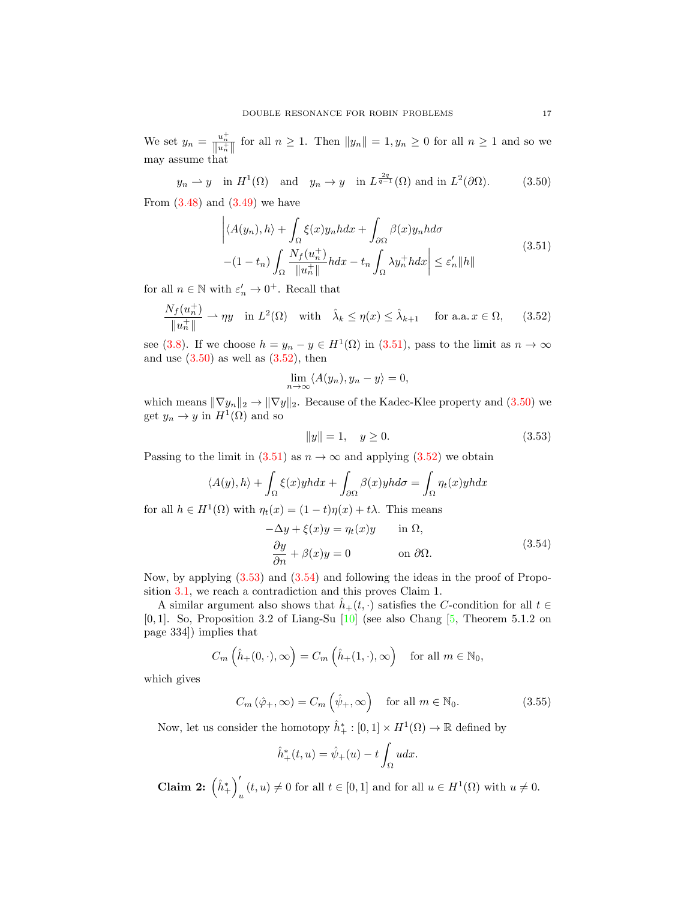We set $y_n = \frac{u_n^+}{\|u_n^+\|}$ for all $n \geq 1$. Then $\|y_n\| = 1, y_n \geq 0$ for all $n \geq 1$ and so we may assume that

$$y_n \rightharpoonup y \quad \text{in } H^1(\Omega) \quad \text{and} \quad y_n \to y \quad \text{in } L^{\frac{2q}{q-1}}(\Omega) \text{ and in } L^2(\partial\Omega). \tag{3.50}$$

From (3.48) and (3.49) we have

$$\begin{aligned} &\left| \langle A(y_n), h\rangle + \int_\Omega \xi(x) y_n h dx + \int_{\partial\Omega} \beta(x) y_n h d\sigma \right. \\ &\left. -(1-t_n) \int_\Omega \frac{N_f(u_n^+)}{\|u_n^+\|} h dx - t_n \int_\Omega \lambda y_n^+ h dx \right| \leq \varepsilon_n' \|h\| \end{aligned} \tag{3.51}$$

for all $n \in \mathbb{N}$ with $\varepsilon_n' \to 0^+$. Recall that

$$\frac{N_f(u_n^+)}{\|u_n^+\|} \rightharpoonup \eta y \quad \text{in } L^2(\Omega) \quad \text{with} \quad \hat{\lambda}_k \leq \eta(x) \leq \hat{\lambda}_{k+1} \quad \text{for a.a. } x \in \Omega, \tag{3.52}$$

see (3.8). If we choose $h = y_n - y \in H^1(\Omega)$ in (3.51), pass to the limit as $n \to \infty$ and use (3.50) as well as (3.52), then

$$\lim_{n\to\infty} \langle A(y_n), y_n - y\rangle = 0,$$

which means $\|\nabla y_n\|_2 \to \|\nabla y\|_2$. Because of the Kadec-Klee property and (3.50) we get $y_n \to y$ in $H^1(\Omega)$ and so

$$\|y\| = 1, \quad y \geq 0. \tag{3.53}$$

Passing to the limit in (3.51) as $n \to \infty$ and applying (3.52) we obtain

$$\langle A(y), h\rangle + \int_\Omega \xi(x) y h dx + \int_{\partial\Omega} \beta(x) y h d\sigma = \int_\Omega \eta_t(x) y h dx$$

for all $h \in H^1(\Omega)$ with $\eta_t(x) = (1-t)\eta(x) + t\lambda$. This means

$$\begin{aligned} -\Delta y + \xi(x) y &= \eta_t(x) y \qquad &&\text{in } \Omega, \\ \frac{\partial y}{\partial n} + \beta(x) y &= 0 &&\text{on } \partial\Omega. \end{aligned} \tag{3.54}$$

Now, by applying (3.53) and (3.54) and following the ideas in the proof of Proposition 3.1, we reach a contradiction and this proves Claim 1.

A similar argument also shows that $\hat{h}_+(t, \cdot)$ satisfies the $C$-condition for all $t \in [0,1]$. So, Proposition 3.2 of Liang-Su [10] (see also Chang [5, Theorem 5.1.2 on page 334]) implies that

$$C_m\left(\hat{h}_+(0,\cdot), \infty\right) = C_m\left(\hat{h}_+(1,\cdot), \infty\right) \quad \text{for all } m \in \mathbb{N}_0,$$

which gives

$$C_m\left(\hat{\varphi}_+, \infty\right) = C_m\left(\hat{\psi}_+, \infty\right) \quad \text{for all } m \in \mathbb{N}_0. \tag{3.55}$$

Now, let us consider the homotopy $\hat{h}_+^* : [0,1] \times H^1(\Omega) \to \mathbb{R}$ defined by

$$\hat{h}_+^*(t,u) = \hat{\psi}_+(u) - t\int_\Omega u dx.$$

**Claim 2:** $\left(\hat{h}_+^*\right)_u'(t,u) \neq 0$ for all $t \in [0,1]$ and for all $u \in H^1(\Omega)$ with $u \neq 0$.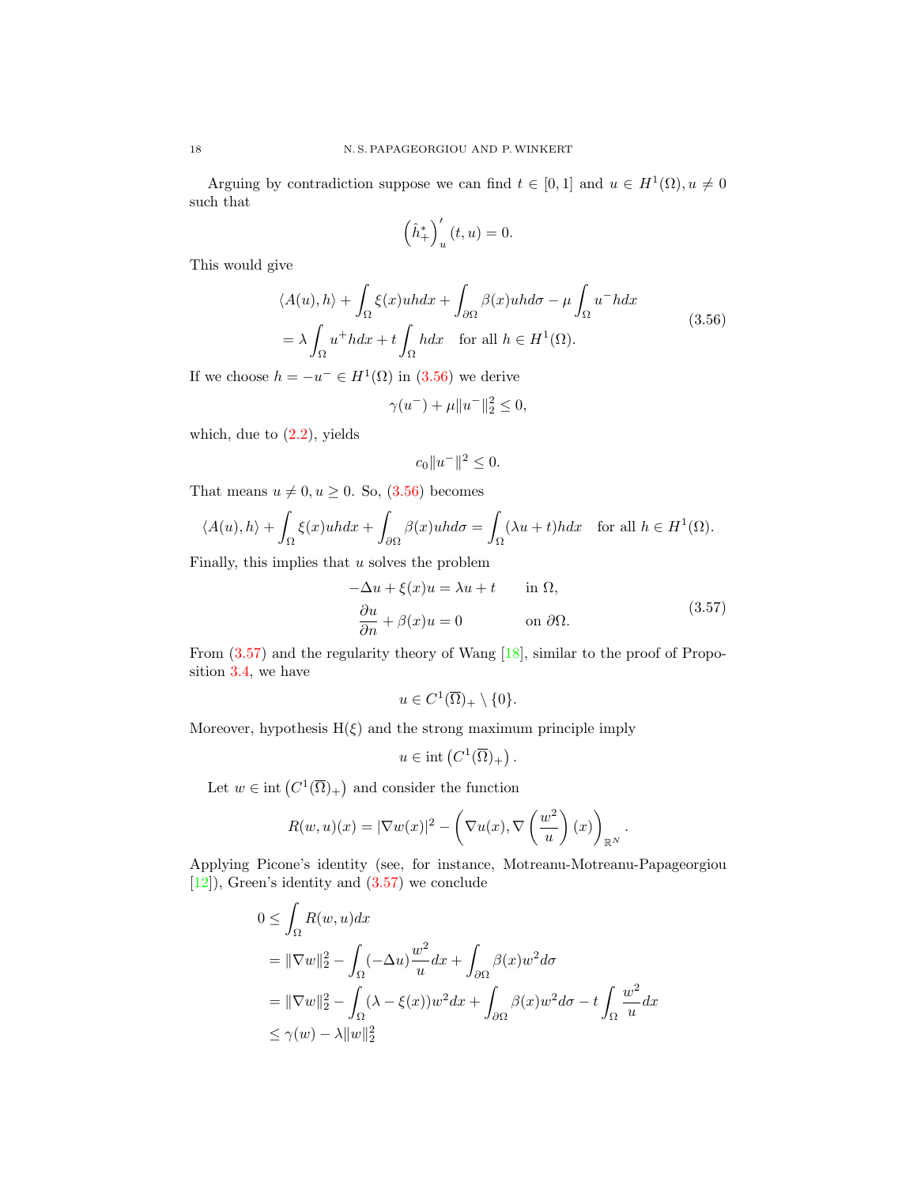Arguing by contradiction suppose we can find $t \in [0,1]$ and $u \in H^1(\Omega), u \neq 0$ such that

$$\left(\hat{h}_+^*\right)'_u (t,u) = 0.$$

This would give

$$\begin{aligned}
&\langle A(u), h\rangle + \int_\Omega \xi(x) u h dx + \int_{\partial\Omega} \beta(x) u h d\sigma - \mu \int_\Omega u^- h dx \\
&= \lambda \int_\Omega u^+ h dx + t \int_\Omega h dx \quad \text{for all } h \in H^1(\Omega).
\end{aligned} \tag{3.56}$$

If we choose $h = -u^- \in H^1(\Omega)$ in (3.56) we derive

$$\gamma(u^-) + \mu \|u^-\|_2^2 \leq 0,$$

which, due to (2.2), yields

$$c_0 \|u^-\|^2 \leq 0.$$

That means $u \neq 0, u \geq 0$. So, (3.56) becomes

$$\langle A(u), h\rangle + \int_\Omega \xi(x) u h dx + \int_{\partial\Omega} \beta(x) u h d\sigma = \int_\Omega (\lambda u + t) h dx \quad \text{for all } h \in H^1(\Omega).$$

Finally, this implies that $u$ solves the problem

$$\begin{aligned}
-\Delta u + \xi(x) u &= \lambda u + t \qquad && \text{in } \Omega, \\
\frac{\partial u}{\partial n} + \beta(x) u &= 0 && \text{on } \partial\Omega.
\end{aligned} \tag{3.57}$$

From (3.57) and the regularity theory of Wang [18], similar to the proof of Proposition 3.4, we have

$$u \in C^1(\overline{\Omega})_+ \setminus \{0\}.$$

Moreover, hypothesis H($\xi$) and the strong maximum principle imply

$$u \in \operatorname{int}\left(C^1(\overline{\Omega})_+\right).$$

Let $w \in \operatorname{int}\left(C^1(\overline{\Omega})_+\right)$ and consider the function

$$R(w,u)(x) = |\nabla w(x)|^2 - \left(\nabla u(x), \nabla\left(\frac{w^2}{u}\right)(x)\right)_{\mathbb{R}^N}.$$

Applying Picone's identity (see, for instance, Motreanu-Motreanu-Papageorgiou [12]), Green's identity and (3.57) we conclude

$$\begin{aligned}
0 &\leq \int_\Omega R(w,u) dx \\
&= \|\nabla w\|_2^2 - \int_\Omega (-\Delta u) \frac{w^2}{u} dx + \int_{\partial\Omega} \beta(x) w^2 d\sigma \\
&= \|\nabla w\|_2^2 - \int_\Omega (\lambda - \xi(x)) w^2 dx + \int_{\partial\Omega} \beta(x) w^2 d\sigma - t \int_\Omega \frac{w^2}{u} dx \\
&\leq \gamma(w) - \lambda \|w\|_2^2
\end{aligned}$$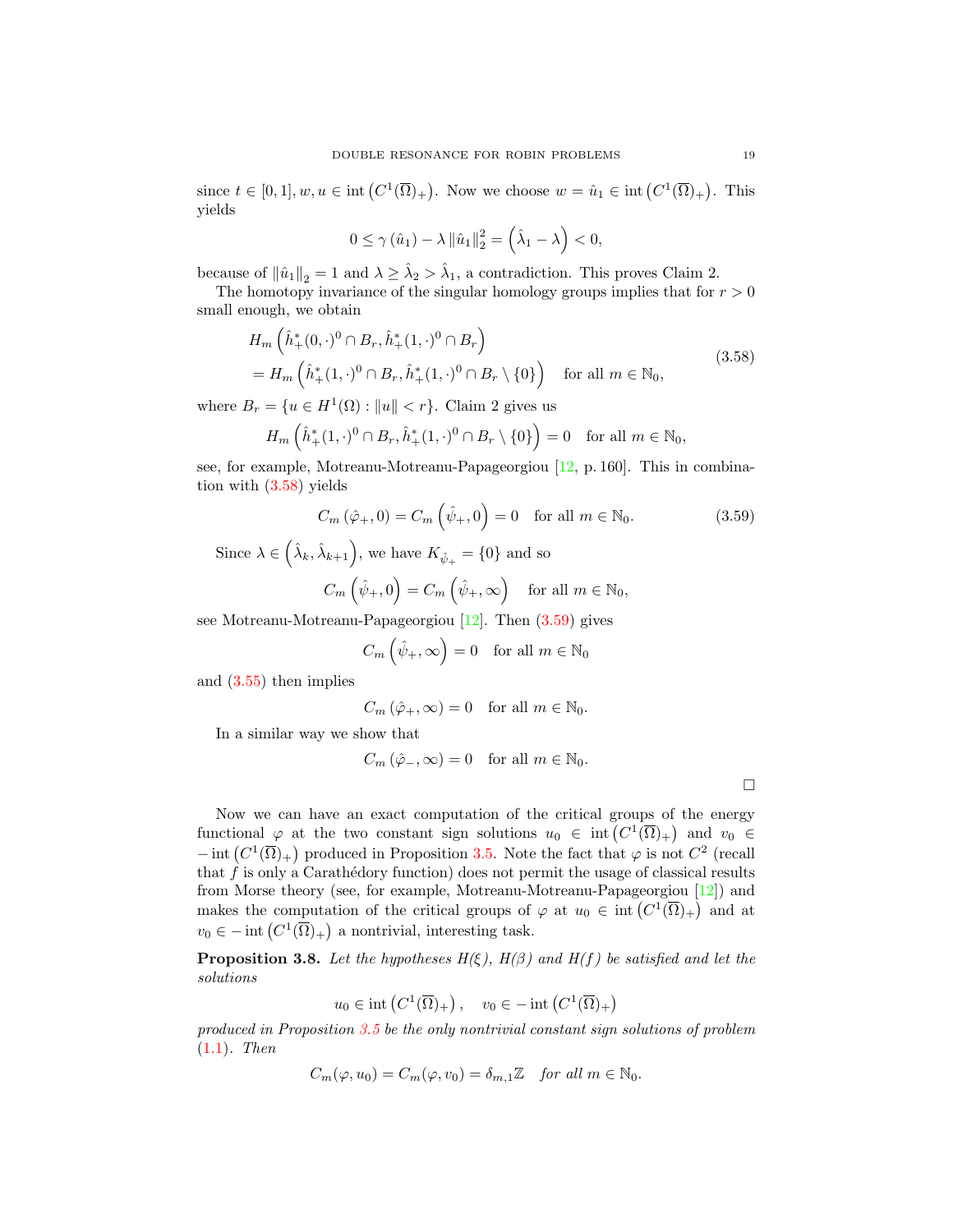since $t \in [0,1], w, u \in \operatorname{int}\left(C^1(\overline{\Omega})_+\right)$. Now we choose $w = \hat{u}_1 \in \operatorname{int}\left(C^1(\overline{\Omega})_+\right)$. This yields

$$0 \le \gamma\left(\hat{u}_1\right) - \lambda \left\|\hat{u}_1\right\|_2^2 = \left(\hat{\lambda}_1 - \lambda\right) < 0,$$

because of $\left\|\hat{u}_1\right\|_2 = 1$ and $\lambda \ge \hat{\lambda}_2 > \hat{\lambda}_1$, a contradiction. This proves Claim 2.

The homotopy invariance of the singular homology groups implies that for $r > 0$ small enough, we obtain

$$\begin{aligned}
&H_m\left(\hat{h}_+^*(0,\cdot)^0 \cap B_r, \hat{h}_+^*(1,\cdot)^0 \cap B_r\right) \\
&= H_m\left(\hat{h}_+^*(1,\cdot)^0 \cap B_r, \hat{h}_+^*(1,\cdot)^0 \cap B_r \setminus \{0\}\right) \quad \text{for all } m \in \mathbb{N}_0,
\end{aligned} \tag{3.58}$$

where $B_r = \{u \in H^1(\Omega) : \|u\| < r\}$. Claim 2 gives us

$$H_m\left(\hat{h}_+^*(1,\cdot)^0 \cap B_r, \hat{h}_+^*(1,\cdot)^0 \cap B_r \setminus \{0\}\right) = 0 \quad \text{for all } m \in \mathbb{N}_0,$$

see, for example, Motreanu-Motreanu-Papageorgiou [12, p. 160]. This in combination with (3.58) yields

$$C_m\left(\hat{\varphi}_+, 0\right) = C_m\left(\hat{\psi}_+, 0\right) = 0 \quad \text{for all } m \in \mathbb{N}_0. \tag{3.59}$$

Since $\lambda \in \left(\hat{\lambda}_k, \hat{\lambda}_{k+1}\right)$, we have $K_{\hat{\psi}_+} = \{0\}$ and so

$$C_m\left(\hat{\psi}_+, 0\right) = C_m\left(\hat{\psi}_+, \infty\right) \quad \text{for all } m \in \mathbb{N}_0,$$

see Motreanu-Motreanu-Papageorgiou [12]. Then (3.59) gives

$$C_m\left(\hat{\psi}_+, \infty\right) = 0 \quad \text{for all } m \in \mathbb{N}_0$$

and (3.55) then implies

$$C_m\left(\hat{\varphi}_+, \infty\right) = 0 \quad \text{for all } m \in \mathbb{N}_0.$$

In a similar way we show that

$$C_m\left(\hat{\varphi}_-, \infty\right) = 0 \quad \text{for all } m \in \mathbb{N}_0.$$

□

Now we can have an exact computation of the critical groups of the energy functional $\varphi$ at the two constant sign solutions $u_0 \in \operatorname{int}\left(C^1(\overline{\Omega})_+\right)$ and $v_0 \in -\operatorname{int}\left(C^1(\overline{\Omega})_+\right)$ produced in Proposition 3.5. Note the fact that $\varphi$ is not $C^2$ (recall that $f$ is only a Carathéodory function) does not permit the usage of classical results from Morse theory (see, for example, Motreanu-Motreanu-Papageorgiou [12]) and makes the computation of the critical groups of $\varphi$ at $u_0 \in \operatorname{int}\left(C^1(\overline{\Omega})_+\right)$ and at $v_0 \in -\operatorname{int}\left(C^1(\overline{\Omega})_+\right)$ a nontrivial, interesting task.

**Proposition 3.8.** *Let the hypotheses H(ξ), H(β) and H(f) be satisfied and let the solutions*

$$u_0 \in \operatorname{int}\left(C^1(\overline{\Omega})_+\right), \quad v_0 \in -\operatorname{int}\left(C^1(\overline{\Omega})_+\right)$$

*produced in Proposition 3.5 be the only nontrivial constant sign solutions of problem (1.1). Then*

$$C_m(\varphi, u_0) = C_m(\varphi, v_0) = \delta_{m,1}\mathbb{Z} \quad \textit{for all } m \in \mathbb{N}_0.$$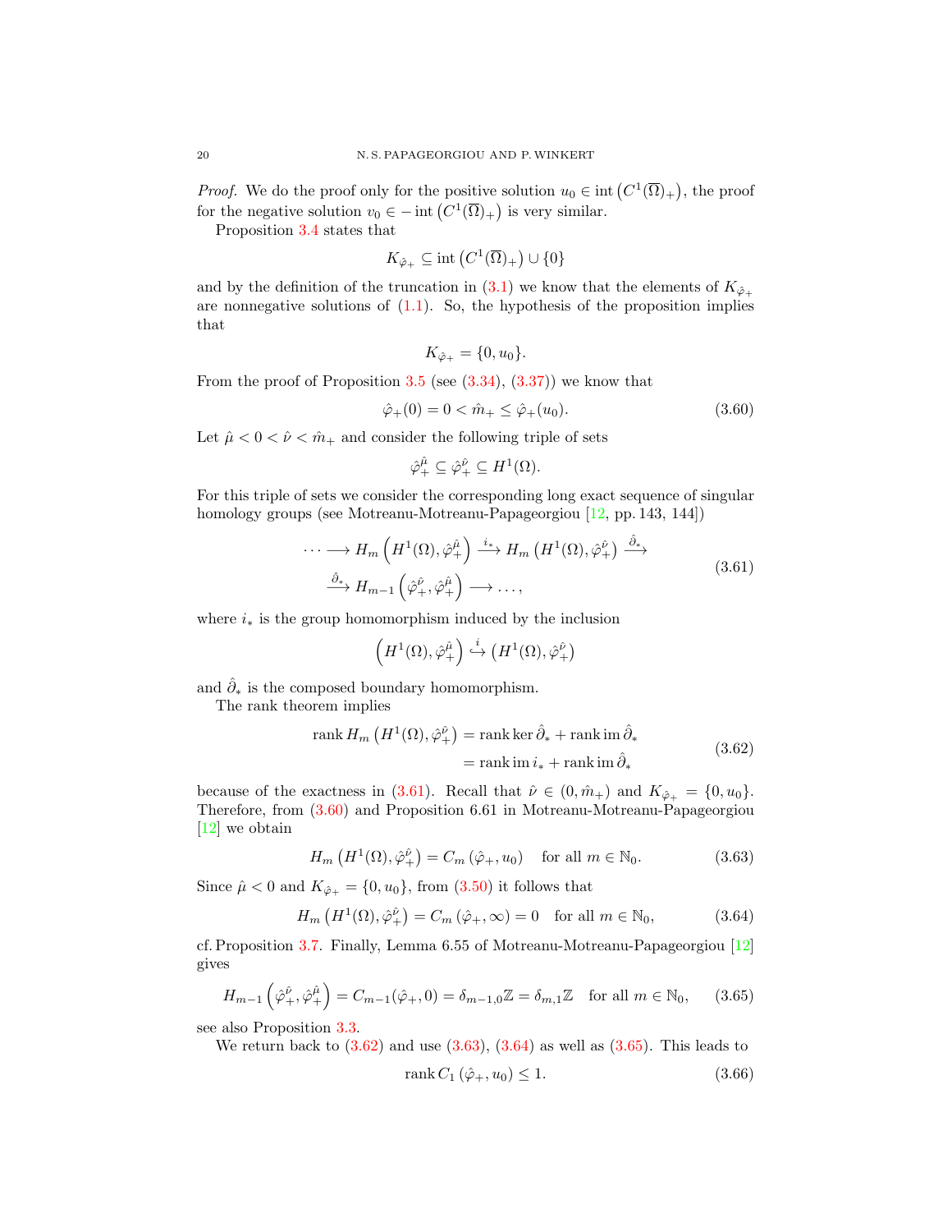*Proof.* We do the proof only for the positive solution $u_0 \in \operatorname{int}\left(C^1(\overline{\Omega})_+\right)$, the proof for the negative solution $v_0 \in -\operatorname{int}\left(C^1(\overline{\Omega})_+\right)$ is very similar.

Proposition 3.4 states that

$$K_{\hat{\varphi}_+} \subseteq \operatorname{int}\left(C^1(\overline{\Omega})_+\right) \cup \{0\}$$

and by the definition of the truncation in (3.1) we know that the elements of $K_{\hat{\varphi}_+}$ are nonnegative solutions of (1.1). So, the hypothesis of the proposition implies that

$$K_{\hat{\varphi}_+} = \{0, u_0\}.$$

From the proof of Proposition 3.5 (see (3.34), (3.37)) we know that

$$\hat{\varphi}_+(0) = 0 < \hat{m}_+ \leq \hat{\varphi}_+(u_0). \tag{3.60}$$

Let $\hat{\mu} < 0 < \hat{\nu} < \hat{m}_+$ and consider the following triple of sets

$$\hat{\varphi}_+^{\hat{\mu}} \subseteq \hat{\varphi}_+^{\hat{\nu}} \subseteq H^1(\Omega).$$

For this triple of sets we consider the corresponding long exact sequence of singular homology groups (see Motreanu-Motreanu-Papageorgiou [12, pp. 143, 144])

$$\begin{aligned} \cdots \longrightarrow H_m\left(H^1(\Omega), \hat{\varphi}_+^{\hat{\mu}}\right) &\xrightarrow{i_*} H_m\left(H^1(\Omega), \hat{\varphi}_+^{\hat{\nu}}\right) \xrightarrow{\hat{\partial}_*} \\ &\xrightarrow{\hat{\partial}_*} H_{m-1}\left(\hat{\varphi}_+^{\hat{\nu}}, \hat{\varphi}_+^{\hat{\mu}}\right) \longrightarrow \ldots, \end{aligned} \tag{3.61}$$

where $i_*$ is the group homomorphism induced by the inclusion

$$\left(H^1(\Omega), \hat{\varphi}_+^{\hat{\mu}}\right) \xrightarrow{i} \left(H^1(\Omega), \hat{\varphi}_+^{\hat{\nu}}\right)$$

and $\hat{\partial}_*$ is the composed boundary homomorphism.

The rank theorem implies

$$\begin{aligned} \operatorname{rank} H_m\left(H^1(\Omega), \hat{\varphi}_+^{\hat{\nu}}\right) &= \operatorname{rank} \ker \hat{\partial}_* + \operatorname{rank} \operatorname{im} \hat{\partial}_* \\ &= \operatorname{rank} \operatorname{im} i_* + \operatorname{rank} \operatorname{im} \hat{\partial}_* \end{aligned} \tag{3.62}$$

because of the exactness in (3.61). Recall that $\hat{\nu} \in (0, \hat{m}_+)$ and $K_{\hat{\varphi}_+} = \{0, u_0\}$. Therefore, from (3.60) and Proposition 6.61 in Motreanu-Motreanu-Papageorgiou [12] we obtain

$$H_m\left(H^1(\Omega), \hat{\varphi}_+^{\hat{\nu}}\right) = C_m\left(\hat{\varphi}_+, u_0\right) \quad \text{for all } m \in \mathbb{N}_0. \tag{3.63}$$

Since $\hat{\mu} < 0$ and $K_{\hat{\varphi}_+} = \{0, u_0\}$, from (3.50) it follows that

$$H_m\left(H^1(\Omega), \hat{\varphi}_+^{\hat{\nu}}\right) = C_m\left(\hat{\varphi}_+, \infty\right) = 0 \quad \text{for all } m \in \mathbb{N}_0, \tag{3.64}$$

cf. Proposition 3.7. Finally, Lemma 6.55 of Motreanu-Motreanu-Papageorgiou [12] gives

$$H_{m-1}\left(\hat{\varphi}_+^{\hat{\nu}}, \hat{\varphi}_+^{\hat{\mu}}\right) = C_{m-1}(\hat{\varphi}_+, 0) = \delta_{m-1,0}\mathbb{Z} = \delta_{m,1}\mathbb{Z} \quad \text{for all } m \in \mathbb{N}_0, \tag{3.65}$$

see also Proposition 3.3.

We return back to (3.62) and use (3.63), (3.64) as well as (3.65). This leads to

$$\operatorname{rank} C_1\left(\hat{\varphi}_+, u_0\right) \leq 1. \tag{3.66}$$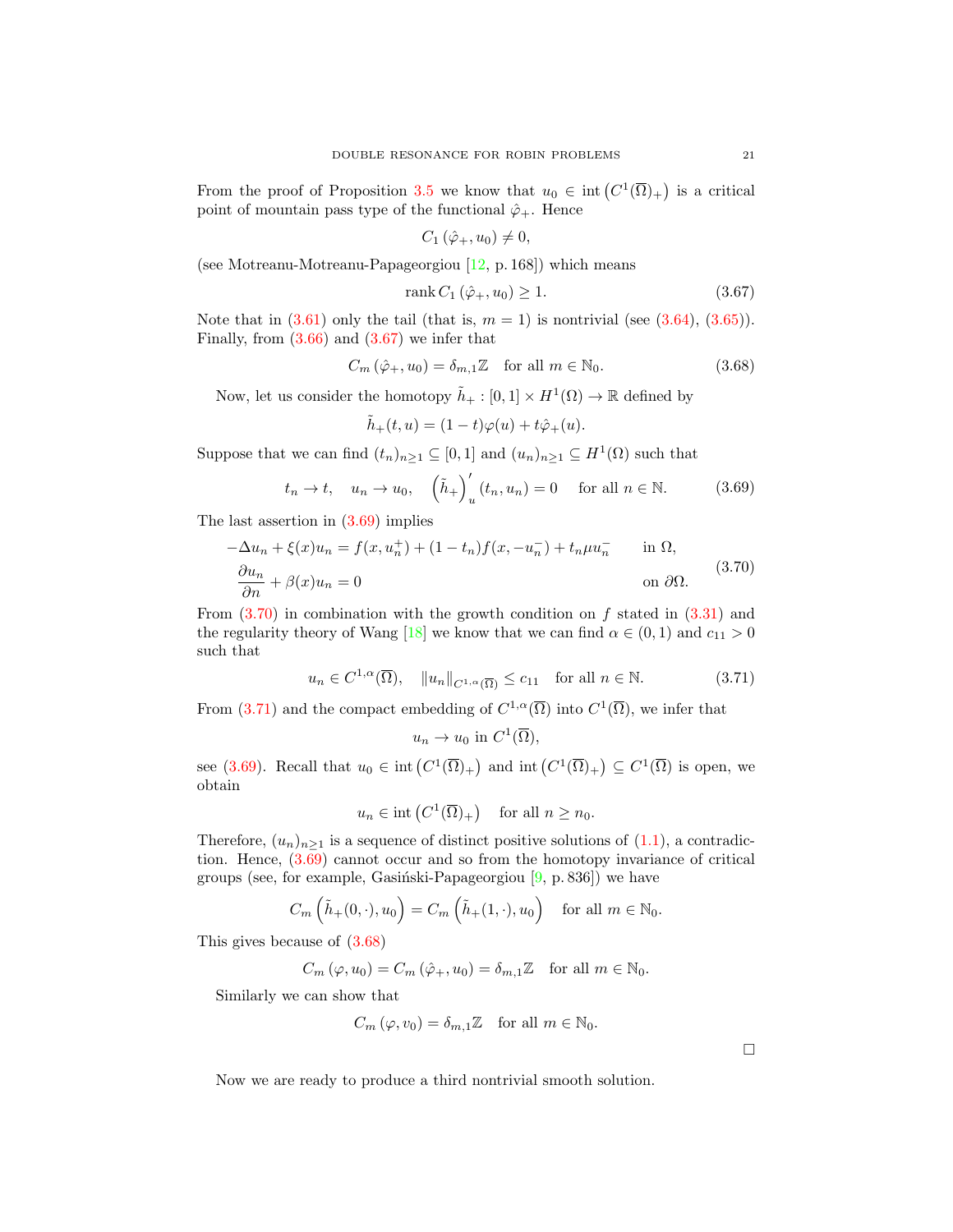From the proof of Proposition 3.5 we know that $u_0 \in \operatorname{int}\left(C^1(\overline{\Omega})_+\right)$ is a critical point of mountain pass type of the functional $\hat{\varphi}_+$. Hence

$$C_1\left(\hat{\varphi}_+, u_0\right) \neq 0,$$

(see Motreanu-Motreanu-Papageorgiou [12, p. 168]) which means

$$\operatorname{rank} C_1\left(\hat{\varphi}_+, u_0\right) \geq 1. \tag{3.67}$$

Note that in (3.61) only the tail (that is, $m = 1$) is nontrivial (see (3.64), (3.65)). Finally, from (3.66) and (3.67) we infer that

$$C_m\left(\hat{\varphi}_+, u_0\right) = \delta_{m,1}\mathbb{Z} \quad \text{for all } m \in \mathbb{N}_0. \tag{3.68}$$

Now, let us consider the homotopy $\tilde{h}_+ : [0,1] \times H^1(\Omega) \to \mathbb{R}$ defined by

$$\tilde{h}_+(t,u) = (1-t)\varphi(u) + t\hat{\varphi}_+(u).$$

Suppose that we can find $(t_n)_{n\geq 1} \subseteq [0,1]$ and $(u_n)_{n\geq 1} \subseteq H^1(\Omega)$ such that

$$t_n \to t, \quad u_n \to u_0, \quad \left(\tilde{h}_+\right)'_u(t_n, u_n) = 0 \quad \text{for all } n \in \mathbb{N}. \tag{3.69}$$

The last assertion in (3.69) implies

$$\begin{aligned}
&-\Delta u_n + \xi(x)u_n = f(x, u_n^+) + (1-t_n)f(x, -u_n^-) + t_n\mu u_n^- \qquad && \text{in } \Omega,\\
&\frac{\partial u_n}{\partial n} + \beta(x)u_n = 0 && \text{on } \partial\Omega.
\end{aligned} \tag{3.70}$$

From (3.70) in combination with the growth condition on $f$ stated in (3.31) and the regularity theory of Wang [18] we know that we can find $\alpha \in (0,1)$ and $c_{11} > 0$ such that

$$u_n \in C^{1,\alpha}(\overline{\Omega}), \quad \|u_n\|_{C^{1,\alpha}(\overline{\Omega})} \leq c_{11} \quad \text{for all } n \in \mathbb{N}. \tag{3.71}$$

From (3.71) and the compact embedding of $C^{1,\alpha}(\overline{\Omega})$ into $C^1(\overline{\Omega})$, we infer that

$$u_n \to u_0 \text{ in } C^1(\overline{\Omega}),$$

see (3.69). Recall that $u_0 \in \operatorname{int}\left(C^1(\overline{\Omega})_+\right)$ and $\operatorname{int}\left(C^1(\overline{\Omega})_+\right) \subseteq C^1(\overline{\Omega})$ is open, we obtain

$$u_n \in \operatorname{int}\left(C^1(\overline{\Omega})_+\right) \quad \text{for all } n \geq n_0.$$

Therefore, $(u_n)_{n\geq 1}$ is a sequence of distinct positive solutions of (1.1), a contradiction. Hence, (3.69) cannot occur and so from the homotopy invariance of critical groups (see, for example, Gasiński-Papageorgiou [9, p. 836]) we have

$$C_m\left(\tilde{h}_+(0,\cdot), u_0\right) = C_m\left(\tilde{h}_+(1,\cdot), u_0\right) \quad \text{for all } m \in \mathbb{N}_0.$$

This gives because of (3.68)

$$C_m\left(\varphi, u_0\right) = C_m\left(\hat{\varphi}_+, u_0\right) = \delta_{m,1}\mathbb{Z} \quad \text{for all } m \in \mathbb{N}_0.$$

Similarly we can show that

$$C_m\left(\varphi, v_0\right) = \delta_{m,1}\mathbb{Z} \quad \text{for all } m \in \mathbb{N}_0.$$

□

Now we are ready to produce a third nontrivial smooth solution.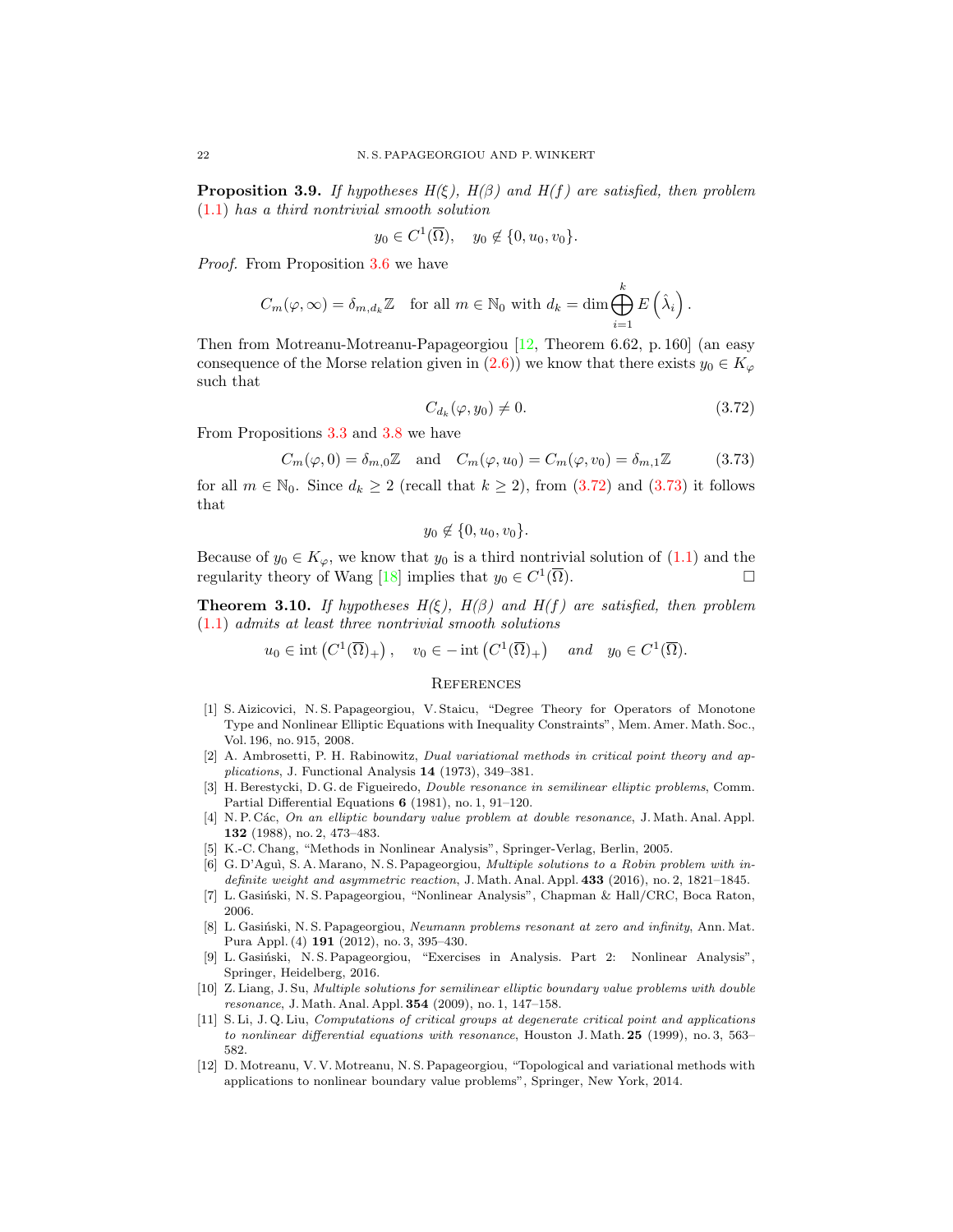**Proposition 3.9.** *If hypotheses $H(\xi)$, $H(\beta)$ and $H(f)$ are satisfied, then problem (1.1) has a third nontrivial smooth solution*

$$y_0 \in C^1(\overline{\Omega}), \quad y_0 \notin \{0, u_0, v_0\}.$$

*Proof.* From Proposition 3.6 we have

$$C_m(\varphi, \infty) = \delta_{m,d_k}\mathbb{Z} \quad \text{for all } m \in \mathbb{N}_0 \text{ with } d_k = \dim \bigoplus_{i=1}^{k} E\left(\hat{\lambda}_i\right).$$

Then from Motreanu-Motreanu-Papageorgiou [12, Theorem 6.62, p. 160] (an easy consequence of the Morse relation given in (2.6)) we know that there exists $y_0 \in K_\varphi$ such that

$$C_{d_k}(\varphi, y_0) \neq 0. \tag{3.72}$$

From Propositions 3.3 and 3.8 we have

$$C_m(\varphi, 0) = \delta_{m,0}\mathbb{Z} \quad \text{and} \quad C_m(\varphi, u_0) = C_m(\varphi, v_0) = \delta_{m,1}\mathbb{Z} \tag{3.73}$$

for all $m \in \mathbb{N}_0$. Since $d_k \geq 2$ (recall that $k \geq 2$), from (3.72) and (3.73) it follows that

$$y_0 \notin \{0, u_0, v_0\}.$$

Because of $y_0 \in K_\varphi$, we know that $y_0$ is a third nontrivial solution of (1.1) and the regularity theory of Wang [18] implies that $y_0 \in C^1(\overline{\Omega})$. □

**Theorem 3.10.** *If hypotheses $H(\xi)$, $H(\beta)$ and $H(f)$ are satisfied, then problem (1.1) admits at least three nontrivial smooth solutions*

$$u_0 \in \operatorname{int}\left(C^1(\overline{\Omega})_+\right), \quad v_0 \in -\operatorname{int}\left(C^1(\overline{\Omega})_+\right) \quad \textit{and} \quad y_0 \in C^1(\overline{\Omega}).$$

## References

[1] S. Aizicovici, N. S. Papageorgiou, V. Staicu, "Degree Theory for Operators of Monotone Type and Nonlinear Elliptic Equations with Inequality Constraints", Mem. Amer. Math. Soc., Vol. 196, no. 915, 2008.

[2] A. Ambrosetti, P. H. Rabinowitz, *Dual variational methods in critical point theory and applications*, J. Functional Analysis **14** (1973), 349–381.

[3] H. Berestycki, D. G. de Figueiredo, *Double resonance in semilinear elliptic problems*, Comm. Partial Differential Equations **6** (1981), no. 1, 91–120.

[4] N. P. Các, *On an elliptic boundary value problem at double resonance*, J. Math. Anal. Appl. **132** (1988), no. 2, 473–483.

[5] K.-C. Chang, "Methods in Nonlinear Analysis", Springer-Verlag, Berlin, 2005.

[6] G. D'Aguì, S. A. Marano, N. S. Papageorgiou, *Multiple solutions to a Robin problem with indefinite weight and asymmetric reaction*, J. Math. Anal. Appl. **433** (2016), no. 2, 1821–1845.

[7] L. Gasiński, N. S. Papageorgiou, "Nonlinear Analysis", Chapman & Hall/CRC, Boca Raton, 2006.

[8] L. Gasiński, N. S. Papageorgiou, *Neumann problems resonant at zero and infinity*, Ann. Mat. Pura Appl. (4) **191** (2012), no. 3, 395–430.

[9] L. Gasiński, N. S. Papageorgiou, "Exercises in Analysis. Part 2: Nonlinear Analysis", Springer, Heidelberg, 2016.

[10] Z. Liang, J. Su, *Multiple solutions for semilinear elliptic boundary value problems with double resonance*, J. Math. Anal. Appl. **354** (2009), no. 1, 147–158.

[11] S. Li, J. Q. Liu, *Computations of critical groups at degenerate critical point and applications to nonlinear differential equations with resonance*, Houston J. Math. **25** (1999), no. 3, 563–582.

[12] D. Motreanu, V. V. Motreanu, N. S. Papageorgiou, "Topological and variational methods with applications to nonlinear boundary value problems", Springer, New York, 2014.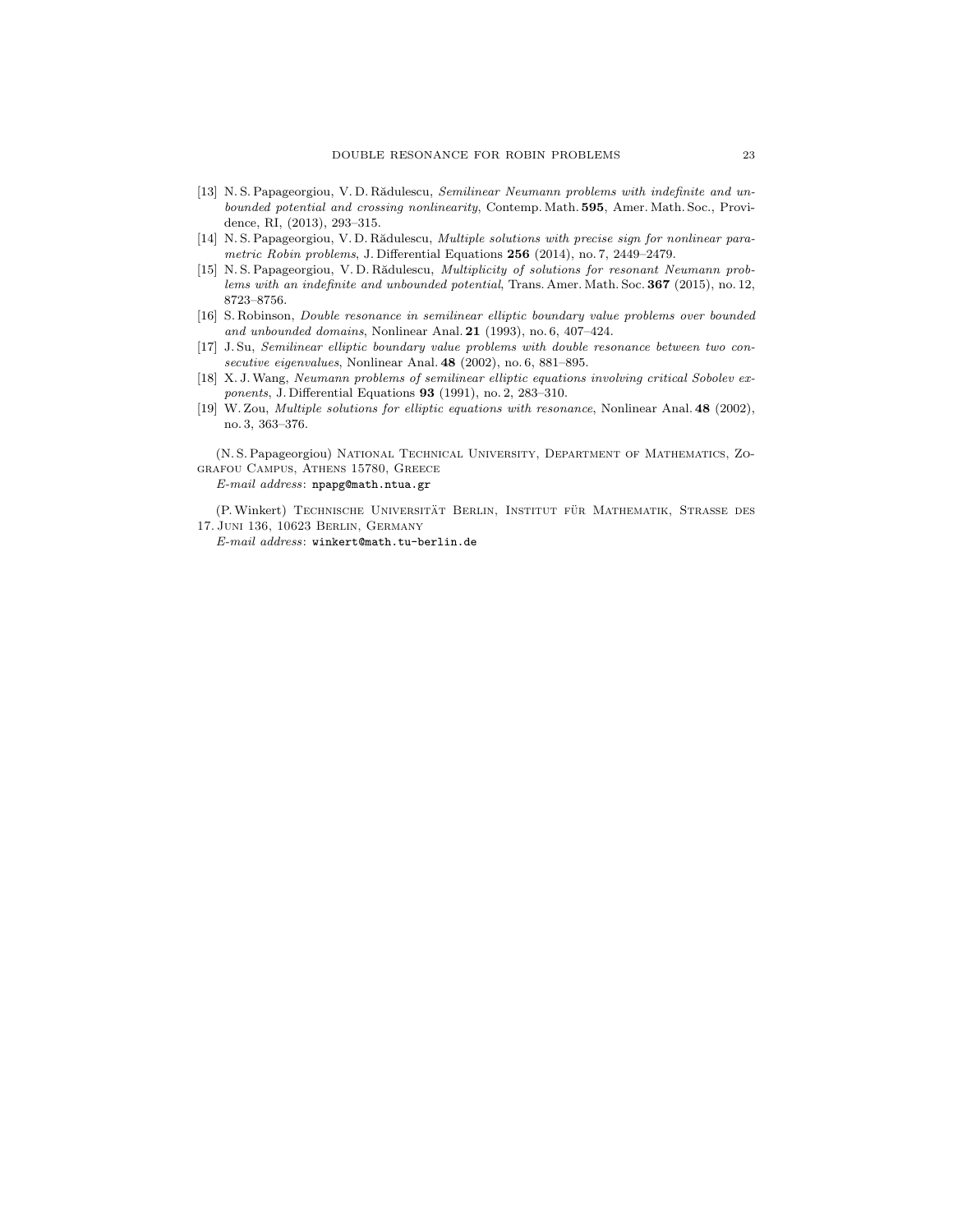[13] N. S. Papageorgiou, V. D. Rădulescu, *Semilinear Neumann problems with indefinite and unbounded potential and crossing nonlinearity*, Contemp. Math. **595**, Amer. Math. Soc., Providence, RI, (2013), 293–315.

[14] N. S. Papageorgiou, V. D. Rădulescu, *Multiple solutions with precise sign for nonlinear parametric Robin problems*, J. Differential Equations **256** (2014), no. 7, 2449–2479.

[15] N. S. Papageorgiou, V. D. Rădulescu, *Multiplicity of solutions for resonant Neumann problems with an indefinite and unbounded potential*, Trans. Amer. Math. Soc. **367** (2015), no. 12, 8723–8756.

[16] S. Robinson, *Double resonance in semilinear elliptic boundary value problems over bounded and unbounded domains*, Nonlinear Anal. **21** (1993), no. 6, 407–424.

[17] J. Su, *Semilinear elliptic boundary value problems with double resonance between two consecutive eigenvalues*, Nonlinear Anal. **48** (2002), no. 6, 881–895.

[18] X. J. Wang, *Neumann problems of semilinear elliptic equations involving critical Sobolev exponents*, J. Differential Equations **93** (1991), no. 2, 283–310.

[19] W. Zou, *Multiple solutions for elliptic equations with resonance*, Nonlinear Anal. **48** (2002), no. 3, 363–376.

(N. S. Papageorgiou) National Technical University, Department of Mathematics, Zografou Campus, Athens 15780, Greece

*E-mail address*: npapg@math.ntua.gr

(P. Winkert) Technische Universität Berlin, Institut für Mathematik, Strasse des 17. Juni 136, 10623 Berlin, Germany

*E-mail address*: winkert@math.tu-berlin.de